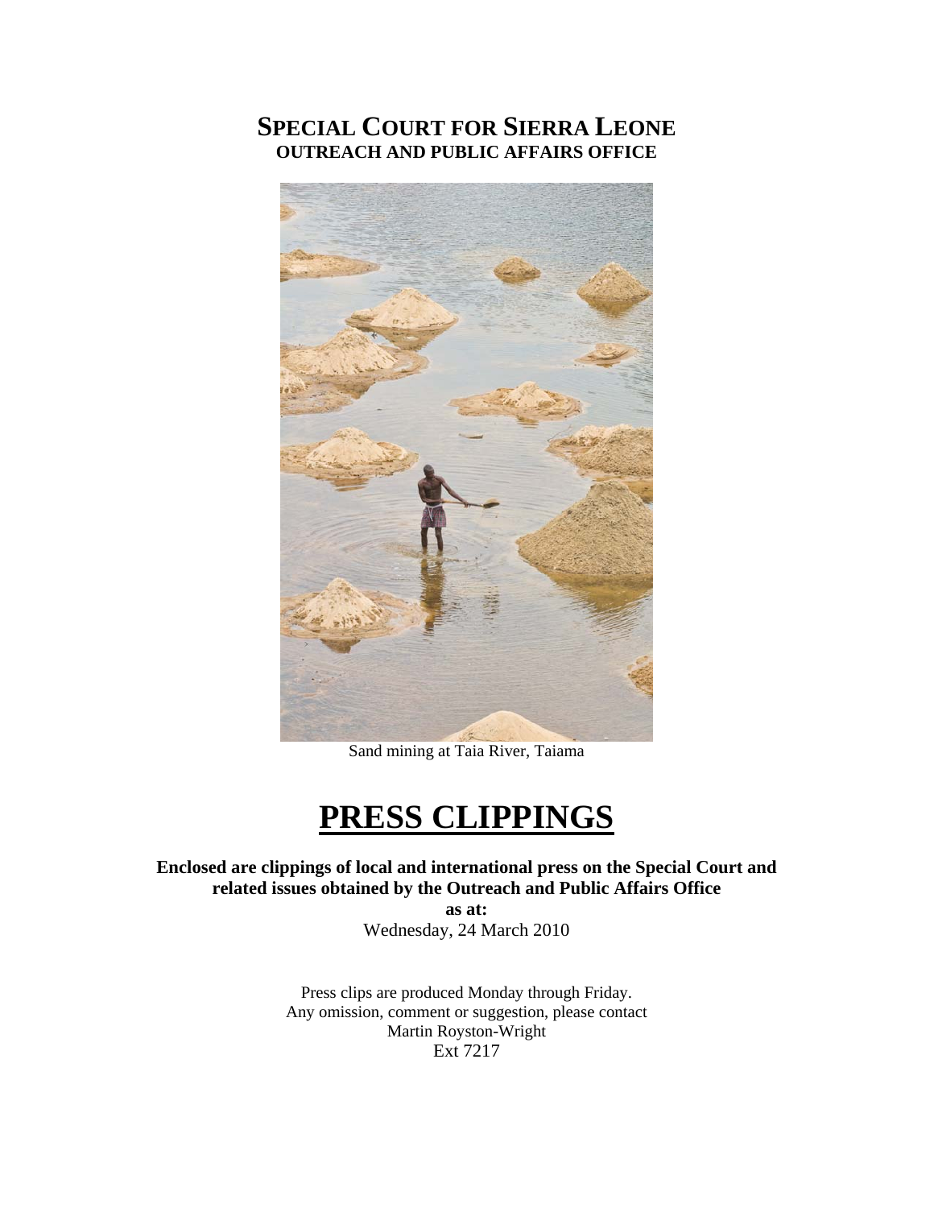# SPECIAL COURT FOR SIERRA LEONE
## OUTREACH AND PUBLIC AFFAIRS OFFICE

Sand mining at Taia River, Taiama

# PRESS CLIPPINGS

**Enclosed are clippings of local and international press on the Special Court and related issues obtained by the Outreach and Public Affairs Office**

**as at:**

Wednesday, 24 March 2010

Press clips are produced Monday through Friday.
Any omission, comment or suggestion, please contact
Martin Royston-Wright
Ext 7217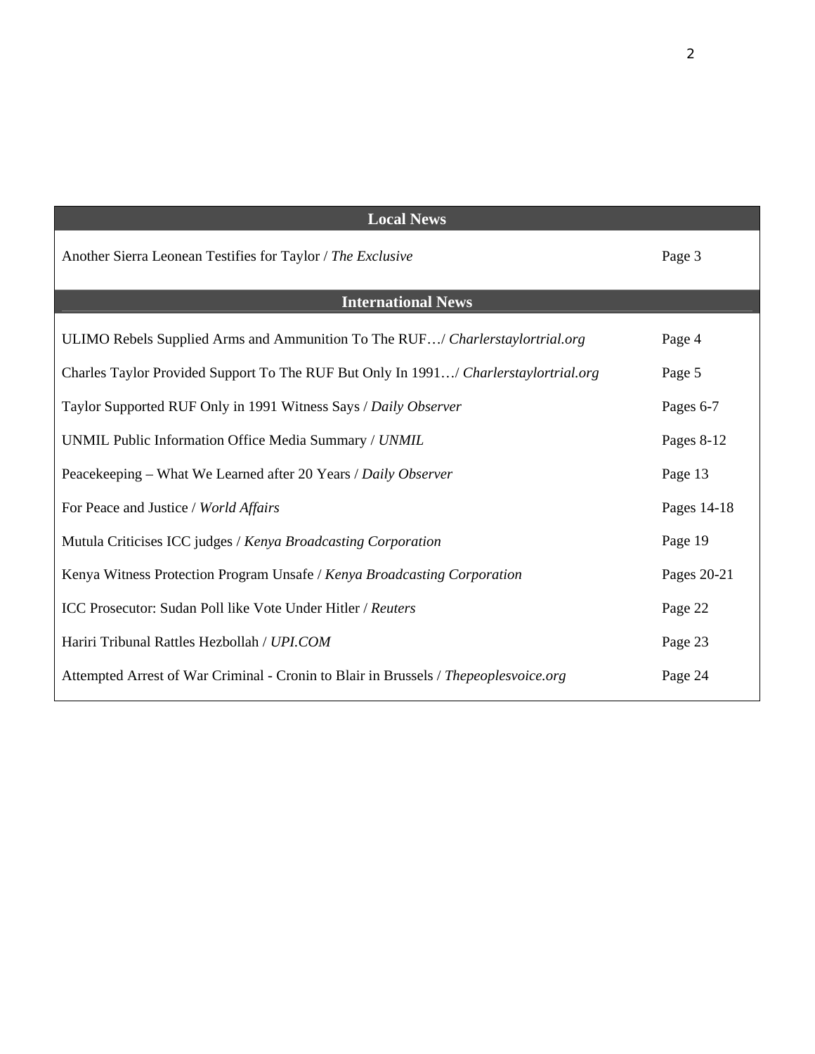| Local News | |
|---|---|
| Another Sierra Leonean Testifies for Taylor / *The Exclusive* | Page 3 |
| **International News** | |
| ULIMO Rebels Supplied Arms and Ammunition To The RUF…/ *Charlerstaylortrial.org* | Page 4 |
| Charles Taylor Provided Support To The RUF But Only In 1991…/ *Charlerstaylortrial.org* | Page 5 |
| Taylor Supported RUF Only in 1991 Witness Says / *Daily Observer* | Pages 6-7 |
| UNMIL Public Information Office Media Summary / *UNMIL* | Pages 8-12 |
| Peacekeeping – What We Learned after 20 Years / *Daily Observer* | Page 13 |
| For Peace and Justice / *World Affairs* | Pages 14-18 |
| Mutula Criticises ICC judges / *Kenya Broadcasting Corporation* | Page 19 |
| Kenya Witness Protection Program Unsafe / *Kenya Broadcasting Corporation* | Pages 20-21 |
| ICC Prosecutor: Sudan Poll like Vote Under Hitler / *Reuters* | Page 22 |
| Hariri Tribunal Rattles Hezbollah / *UPI.COM* | Page 23 |
| Attempted Arrest of War Criminal - Cronin to Blair in Brussels / *Thepeoplesvoice.org* | Page 24 |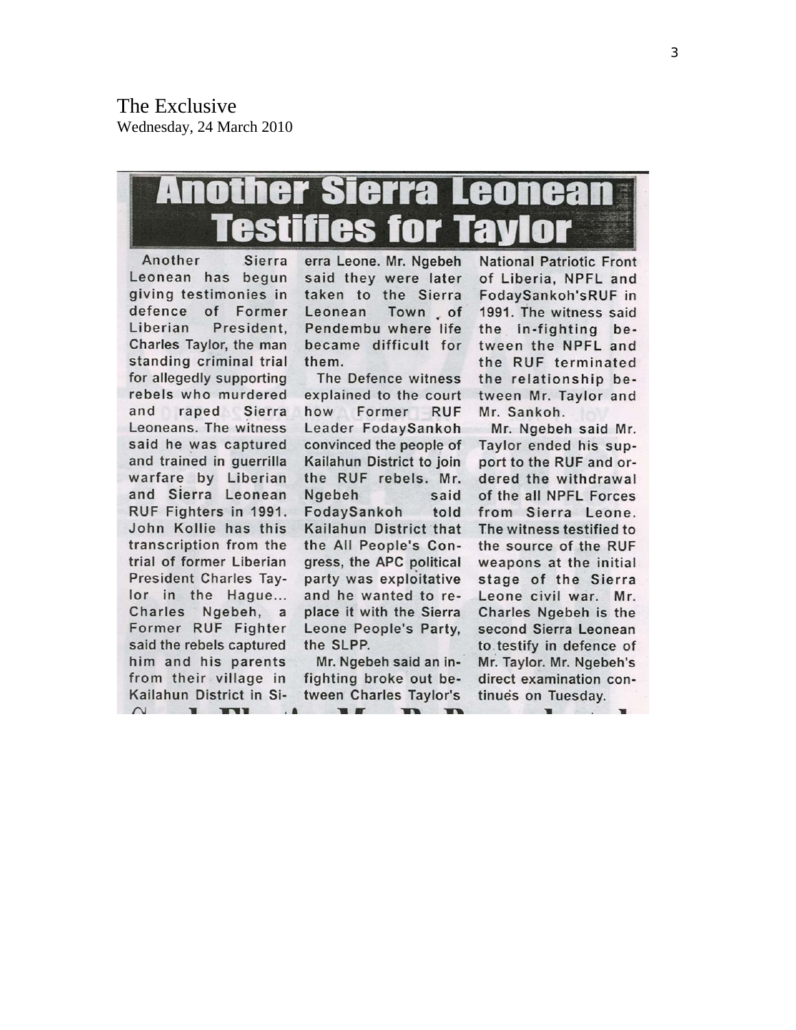The Exclusive
Wednesday, 24 March 2010

# Another Sierra Leonean Testifies for Taylor

Another Sierra Leonean has begun giving testimonies in defence of Former Liberian President, Charles Taylor, the man standing criminal trial for allegedly supporting rebels who murdered and raped Sierra Leoneans. The witness said he was captured and trained in guerrilla warfare by Liberian and Sierra Leonean RUF Fighters in 1991. John Kollie has this transcription from the trial of former Liberian President Charles Taylor in the Hague... Charles Ngebeh, a Former RUF Fighter said the rebels captured him and his parents from their village in Kailahun District in Sierra Leone. Mr. Ngebeh said they were later taken to the Sierra Leonean Town of Pendembu where life became difficult for them.

The Defence witness explained to the court how Former RUF Leader FodaySankoh convinced the people of Kailahun District to join the RUF rebels. Mr. Ngebeh said FodaySankoh told Kailahun District that the All People's Congress, the APC political party was exploitative and he wanted to replace it with the Sierra Leone People's Party, the SLPP.

Mr. Ngebeh said an in-fighting broke out between Charles Taylor's National Patriotic Front of Liberia, NPFL and FodaySankoh'sRUF in 1991. The witness said the in-fighting between the NPFL and the RUF terminated the relationship between Mr. Taylor and Mr. Sankoh.

Mr. Ngebeh said Mr. Taylor ended his support to the RUF and ordered the withdrawal of the all NPFL Forces from Sierra Leone. The witness testified to the source of the RUF weapons at the initial stage of the Sierra Leone civil war. Mr. Charles Ngebeh is the second Sierra Leonean to testify in defence of Mr. Taylor. Mr. Ngebeh's direct examination continues on Tuesday.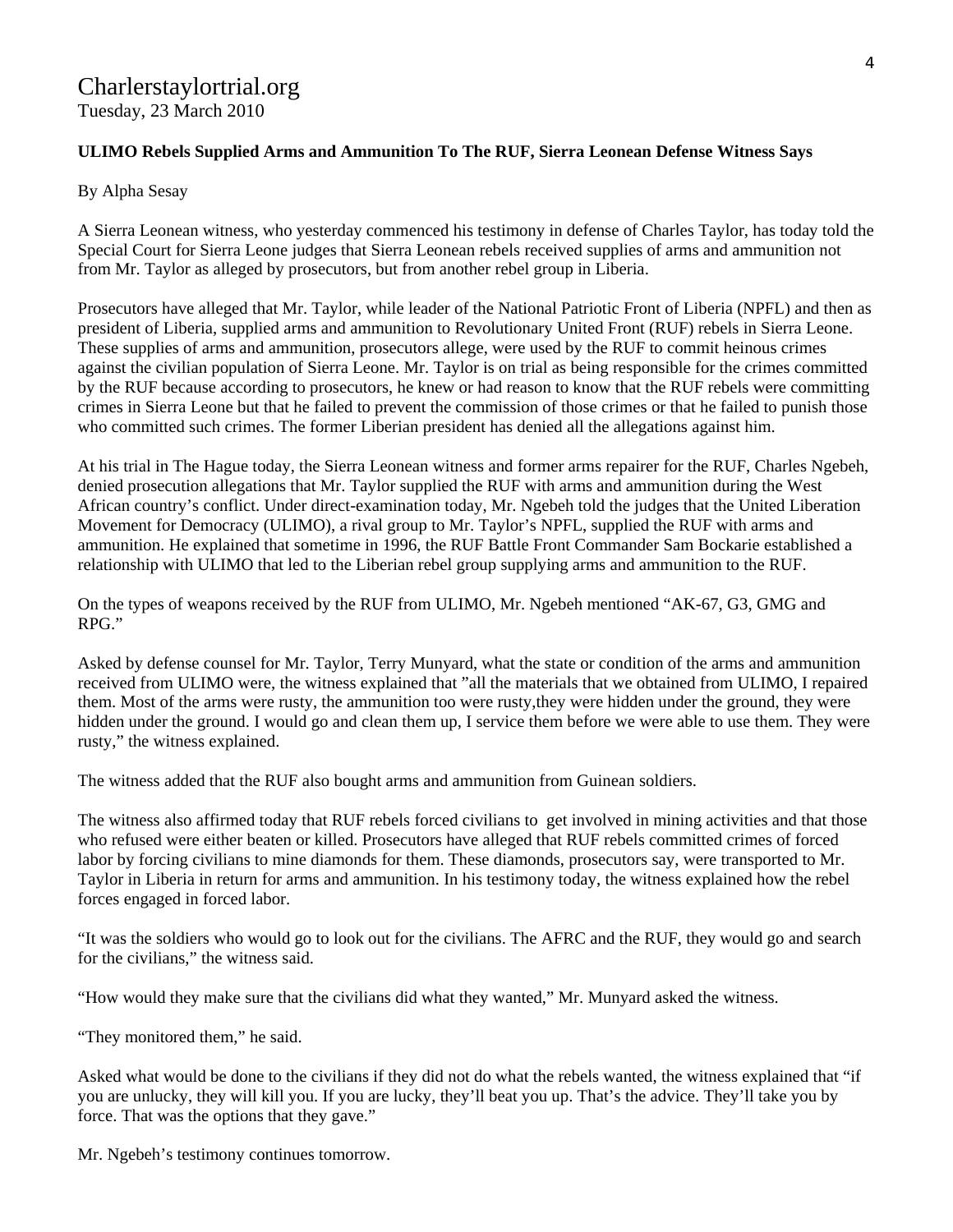Charlerstaylortrial.org
Tuesday, 23 March 2010

**ULIMO Rebels Supplied Arms and Ammunition To The RUF, Sierra Leonean Defense Witness Says**

By Alpha Sesay

A Sierra Leonean witness, who yesterday commenced his testimony in defense of Charles Taylor, has today told the Special Court for Sierra Leone judges that Sierra Leonean rebels received supplies of arms and ammunition not from Mr. Taylor as alleged by prosecutors, but from another rebel group in Liberia.

Prosecutors have alleged that Mr. Taylor, while leader of the National Patriotic Front of Liberia (NPFL) and then as president of Liberia, supplied arms and ammunition to Revolutionary United Front (RUF) rebels in Sierra Leone. These supplies of arms and ammunition, prosecutors allege, were used by the RUF to commit heinous crimes against the civilian population of Sierra Leone. Mr. Taylor is on trial as being responsible for the crimes committed by the RUF because according to prosecutors, he knew or had reason to know that the RUF rebels were committing crimes in Sierra Leone but that he failed to prevent the commission of those crimes or that he failed to punish those who committed such crimes. The former Liberian president has denied all the allegations against him.

At his trial in The Hague today, the Sierra Leonean witness and former arms repairer for the RUF, Charles Ngebeh, denied prosecution allegations that Mr. Taylor supplied the RUF with arms and ammunition during the West African country's conflict. Under direct-examination today, Mr. Ngebeh told the judges that the United Liberation Movement for Democracy (ULIMO), a rival group to Mr. Taylor's NPFL, supplied the RUF with arms and ammunition. He explained that sometime in 1996, the RUF Battle Front Commander Sam Bockarie established a relationship with ULIMO that led to the Liberian rebel group supplying arms and ammunition to the RUF.

On the types of weapons received by the RUF from ULIMO, Mr. Ngebeh mentioned "AK-67, G3, GMG and RPG."

Asked by defense counsel for Mr. Taylor, Terry Munyard, what the state or condition of the arms and ammunition received from ULIMO were, the witness explained that "all the materials that we obtained from ULIMO, I repaired them. Most of the arms were rusty, the ammunition too were rusty,they were hidden under the ground, they were hidden under the ground. I would go and clean them up, I service them before we were able to use them. They were rusty," the witness explained.

The witness added that the RUF also bought arms and ammunition from Guinean soldiers.

The witness also affirmed today that RUF rebels forced civilians to get involved in mining activities and that those who refused were either beaten or killed. Prosecutors have alleged that RUF rebels committed crimes of forced labor by forcing civilians to mine diamonds for them. These diamonds, prosecutors say, were transported to Mr. Taylor in Liberia in return for arms and ammunition. In his testimony today, the witness explained how the rebel forces engaged in forced labor.

"It was the soldiers who would go to look out for the civilians. The AFRC and the RUF, they would go and search for the civilians," the witness said.

"How would they make sure that the civilians did what they wanted," Mr. Munyard asked the witness.

"They monitored them," he said.

Asked what would be done to the civilians if they did not do what the rebels wanted, the witness explained that "if you are unlucky, they will kill you. If you are lucky, they'll beat you up. That's the advice. They'll take you by force. That was the options that they gave."

Mr. Ngebeh's testimony continues tomorrow.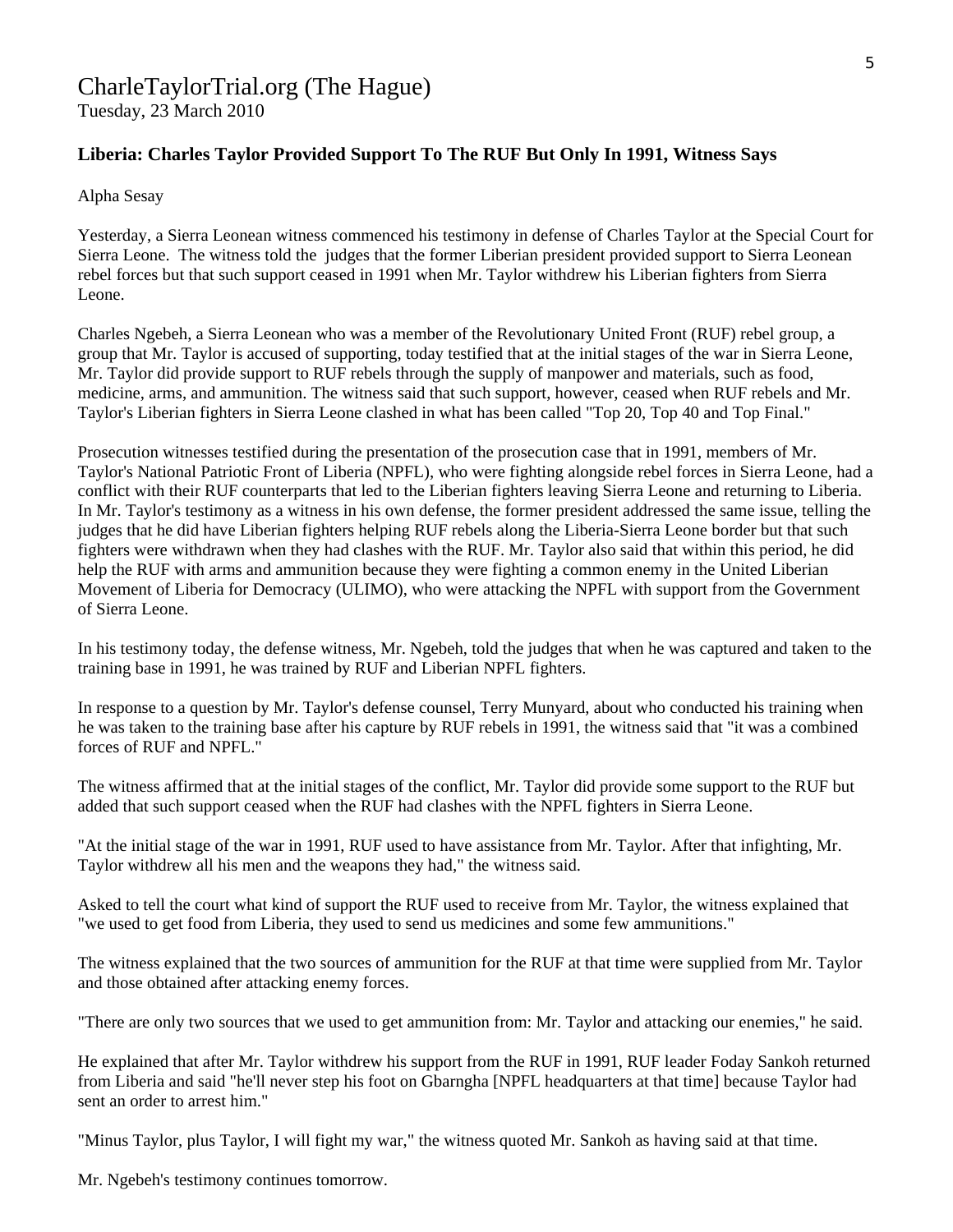# CharleTaylorTrial.org (The Hague)

Tuesday, 23 March 2010

### Liberia: Charles Taylor Provided Support To The RUF But Only In 1991, Witness Says

Alpha Sesay

Yesterday, a Sierra Leonean witness commenced his testimony in defense of Charles Taylor at the Special Court for Sierra Leone. The witness told the judges that the former Liberian president provided support to Sierra Leonean rebel forces but that such support ceased in 1991 when Mr. Taylor withdrew his Liberian fighters from Sierra Leone.

Charles Ngebeh, a Sierra Leonean who was a member of the Revolutionary United Front (RUF) rebel group, a group that Mr. Taylor is accused of supporting, today testified that at the initial stages of the war in Sierra Leone, Mr. Taylor did provide support to RUF rebels through the supply of manpower and materials, such as food, medicine, arms, and ammunition. The witness said that such support, however, ceased when RUF rebels and Mr. Taylor's Liberian fighters in Sierra Leone clashed in what has been called "Top 20, Top 40 and Top Final."

Prosecution witnesses testified during the presentation of the prosecution case that in 1991, members of Mr. Taylor's National Patriotic Front of Liberia (NPFL), who were fighting alongside rebel forces in Sierra Leone, had a conflict with their RUF counterparts that led to the Liberian fighters leaving Sierra Leone and returning to Liberia. In Mr. Taylor's testimony as a witness in his own defense, the former president addressed the same issue, telling the judges that he did have Liberian fighters helping RUF rebels along the Liberia-Sierra Leone border but that such fighters were withdrawn when they had clashes with the RUF. Mr. Taylor also said that within this period, he did help the RUF with arms and ammunition because they were fighting a common enemy in the United Liberian Movement of Liberia for Democracy (ULIMO), who were attacking the NPFL with support from the Government of Sierra Leone.

In his testimony today, the defense witness, Mr. Ngebeh, told the judges that when he was captured and taken to the training base in 1991, he was trained by RUF and Liberian NPFL fighters.

In response to a question by Mr. Taylor's defense counsel, Terry Munyard, about who conducted his training when he was taken to the training base after his capture by RUF rebels in 1991, the witness said that "it was a combined forces of RUF and NPFL."

The witness affirmed that at the initial stages of the conflict, Mr. Taylor did provide some support to the RUF but added that such support ceased when the RUF had clashes with the NPFL fighters in Sierra Leone.

"At the initial stage of the war in 1991, RUF used to have assistance from Mr. Taylor. After that infighting, Mr. Taylor withdrew all his men and the weapons they had," the witness said.

Asked to tell the court what kind of support the RUF used to receive from Mr. Taylor, the witness explained that "we used to get food from Liberia, they used to send us medicines and some few ammunitions."

The witness explained that the two sources of ammunition for the RUF at that time were supplied from Mr. Taylor and those obtained after attacking enemy forces.

"There are only two sources that we used to get ammunition from: Mr. Taylor and attacking our enemies," he said.

He explained that after Mr. Taylor withdrew his support from the RUF in 1991, RUF leader Foday Sankoh returned from Liberia and said "he'll never step his foot on Gbarngha [NPFL headquarters at that time] because Taylor had sent an order to arrest him."

"Minus Taylor, plus Taylor, I will fight my war," the witness quoted Mr. Sankoh as having said at that time.

Mr. Ngebeh's testimony continues tomorrow.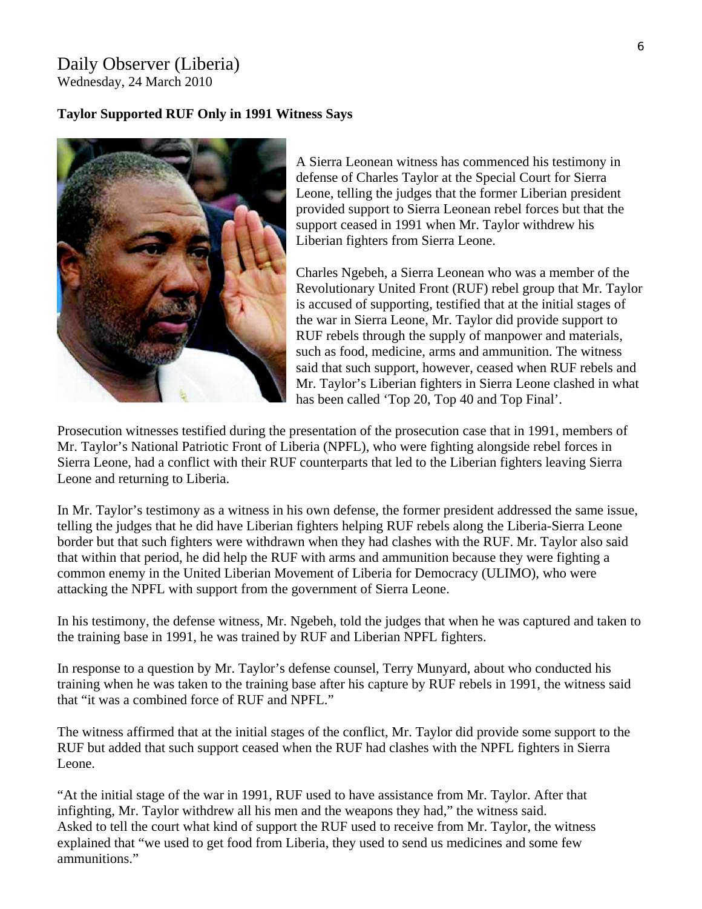Daily Observer (Liberia)
Wednesday, 24 March 2010

**Taylor Supported RUF Only in 1991 Witness Says**

A Sierra Leonean witness has commenced his testimony in defense of Charles Taylor at the Special Court for Sierra Leone, telling the judges that the former Liberian president provided support to Sierra Leonean rebel forces but that the support ceased in 1991 when Mr. Taylor withdrew his Liberian fighters from Sierra Leone.

Charles Ngebeh, a Sierra Leonean who was a member of the Revolutionary United Front (RUF) rebel group that Mr. Taylor is accused of supporting, testified that at the initial stages of the war in Sierra Leone, Mr. Taylor did provide support to RUF rebels through the supply of manpower and materials, such as food, medicine, arms and ammunition. The witness said that such support, however, ceased when RUF rebels and Mr. Taylor's Liberian fighters in Sierra Leone clashed in what has been called 'Top 20, Top 40 and Top Final'.

Prosecution witnesses testified during the presentation of the prosecution case that in 1991, members of Mr. Taylor's National Patriotic Front of Liberia (NPFL), who were fighting alongside rebel forces in Sierra Leone, had a conflict with their RUF counterparts that led to the Liberian fighters leaving Sierra Leone and returning to Liberia.

In Mr. Taylor's testimony as a witness in his own defense, the former president addressed the same issue, telling the judges that he did have Liberian fighters helping RUF rebels along the Liberia-Sierra Leone border but that such fighters were withdrawn when they had clashes with the RUF. Mr. Taylor also said that within that period, he did help the RUF with arms and ammunition because they were fighting a common enemy in the United Liberian Movement of Liberia for Democracy (ULIMO), who were attacking the NPFL with support from the government of Sierra Leone.

In his testimony, the defense witness, Mr. Ngebeh, told the judges that when he was captured and taken to the training base in 1991, he was trained by RUF and Liberian NPFL fighters.

In response to a question by Mr. Taylor's defense counsel, Terry Munyard, about who conducted his training when he was taken to the training base after his capture by RUF rebels in 1991, the witness said that "it was a combined force of RUF and NPFL."

The witness affirmed that at the initial stages of the conflict, Mr. Taylor did provide some support to the RUF but added that such support ceased when the RUF had clashes with the NPFL fighters in Sierra Leone.

"At the initial stage of the war in 1991, RUF used to have assistance from Mr. Taylor. After that infighting, Mr. Taylor withdrew all his men and the weapons they had," the witness said.
Asked to tell the court what kind of support the RUF used to receive from Mr. Taylor, the witness explained that "we used to get food from Liberia, they used to send us medicines and some few ammunitions."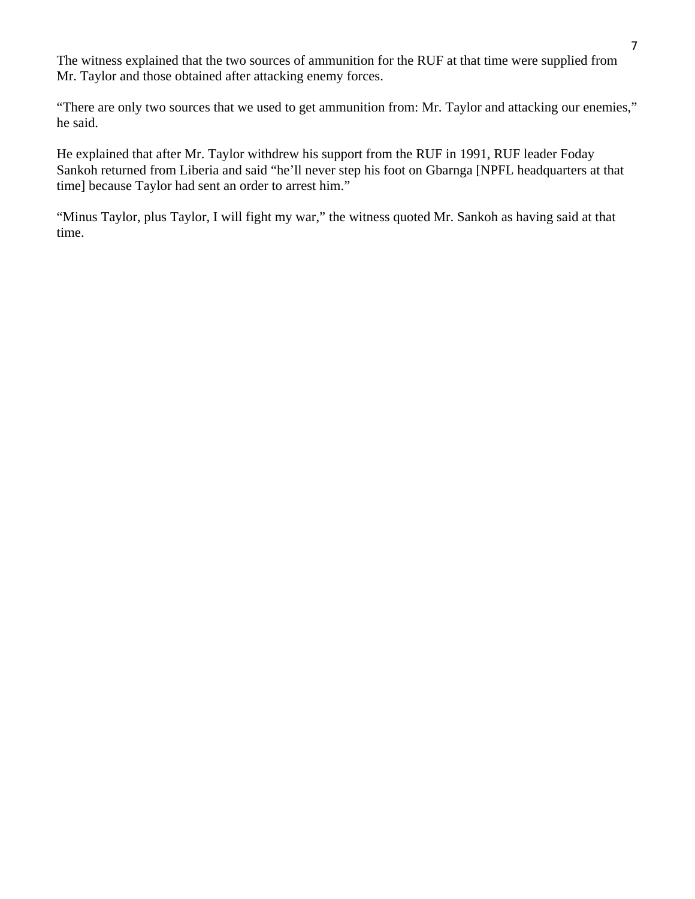The witness explained that the two sources of ammunition for the RUF at that time were supplied from Mr. Taylor and those obtained after attacking enemy forces.

“There are only two sources that we used to get ammunition from: Mr. Taylor and attacking our enemies,” he said.

He explained that after Mr. Taylor withdrew his support from the RUF in 1991, RUF leader Foday Sankoh returned from Liberia and said “he’ll never step his foot on Gbarnga [NPFL headquarters at that time] because Taylor had sent an order to arrest him.”

“Minus Taylor, plus Taylor, I will fight my war,” the witness quoted Mr. Sankoh as having said at that time.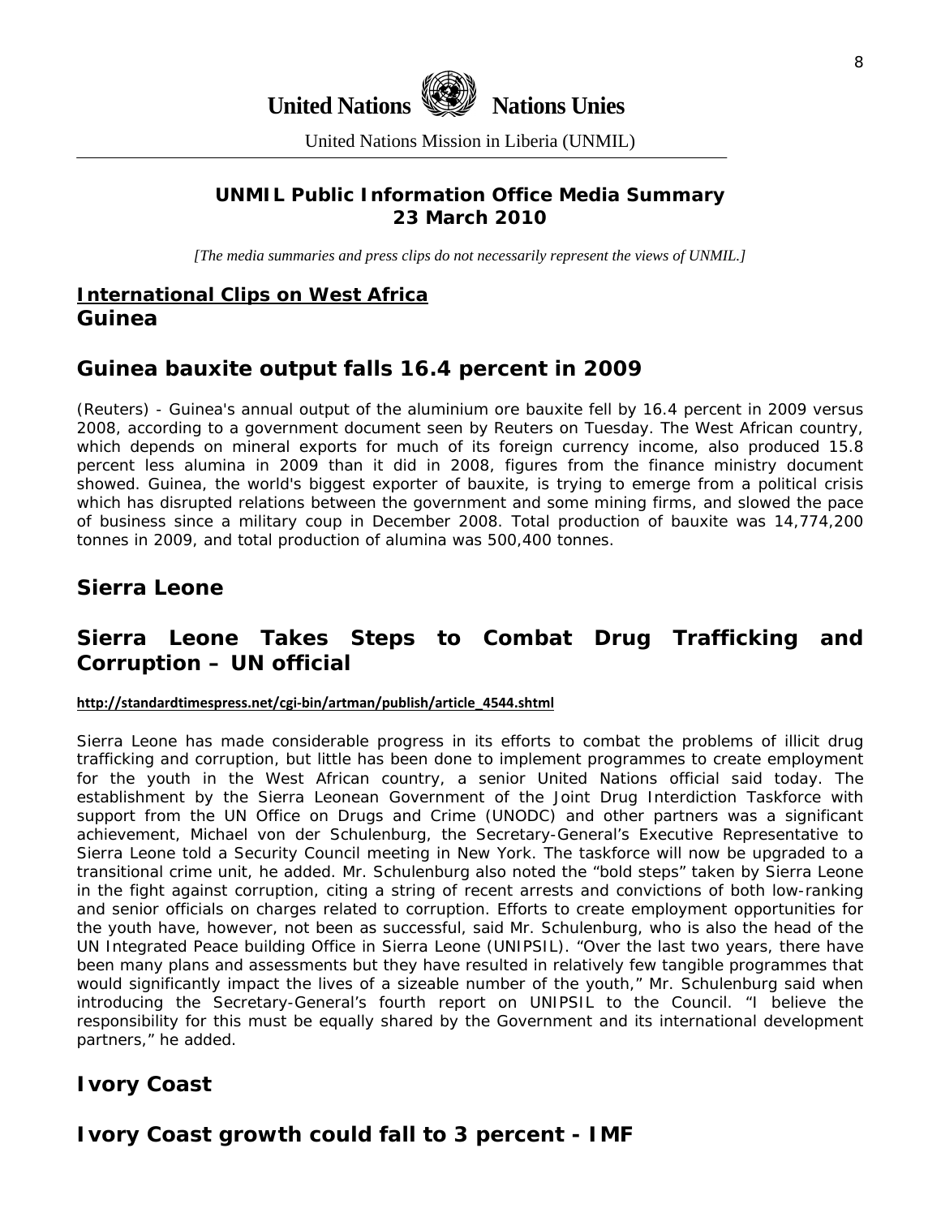**United Nations** **Nations Unies**

United Nations Mission in Liberia (UNMIL)

**UNMIL Public Information Office Media Summary**
**23 March 2010**

*[The media summaries and press clips do not necessarily represent the views of UNMIL.]*

## International Clips on West Africa

## Guinea

### Guinea bauxite output falls 16.4 percent in 2009

(Reuters) - Guinea's annual output of the aluminium ore bauxite fell by 16.4 percent in 2009 versus 2008, according to a government document seen by Reuters on Tuesday. The West African country, which depends on mineral exports for much of its foreign currency income, also produced 15.8 percent less alumina in 2009 than it did in 2008, figures from the finance ministry document showed. Guinea, the world's biggest exporter of bauxite, is trying to emerge from a political crisis which has disrupted relations between the government and some mining firms, and slowed the pace of business since a military coup in December 2008. Total production of bauxite was 14,774,200 tonnes in 2009, and total production of alumina was 500,400 tonnes.

## Sierra Leone

### Sierra Leone Takes Steps to Combat Drug Trafficking and Corruption – UN official

**http://standardtimespress.net/cgi-bin/artman/publish/article_4544.shtml**

Sierra Leone has made considerable progress in its efforts to combat the problems of illicit drug trafficking and corruption, but little has been done to implement programmes to create employment for the youth in the West African country, a senior United Nations official said today. The establishment by the Sierra Leonean Government of the Joint Drug Interdiction Taskforce with support from the UN Office on Drugs and Crime (UNODC) and other partners was a significant achievement, Michael von der Schulenburg, the Secretary-General's Executive Representative to Sierra Leone told a Security Council meeting in New York. The taskforce will now be upgraded to a transitional crime unit, he added. Mr. Schulenburg also noted the "bold steps" taken by Sierra Leone in the fight against corruption, citing a string of recent arrests and convictions of both low-ranking and senior officials on charges related to corruption. Efforts to create employment opportunities for the youth have, however, not been as successful, said Mr. Schulenburg, who is also the head of the UN Integrated Peace building Office in Sierra Leone (UNIPSIL). "Over the last two years, there have been many plans and assessments but they have resulted in relatively few tangible programmes that would significantly impact the lives of a sizeable number of the youth," Mr. Schulenburg said when introducing the Secretary-General's fourth report on UNIPSIL to the Council. "I believe the responsibility for this must be equally shared by the Government and its international development partners," he added.

## Ivory Coast

### Ivory Coast growth could fall to 3 percent - IMF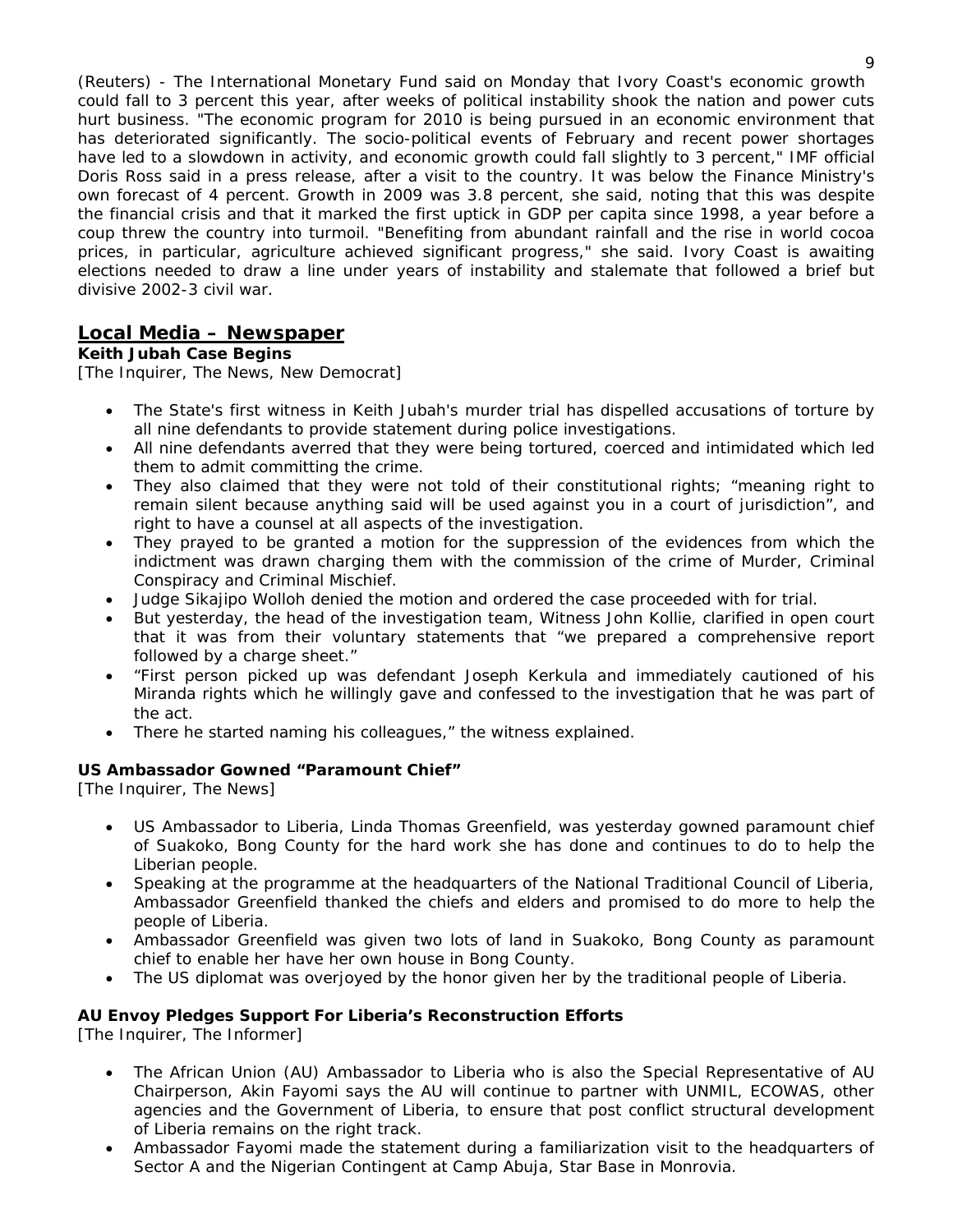(Reuters) - The International Monetary Fund said on Monday that Ivory Coast's economic growth could fall to 3 percent this year, after weeks of political instability shook the nation and power cuts hurt business. "The economic program for 2010 is being pursued in an economic environment that has deteriorated significantly. The socio-political events of February and recent power shortages have led to a slowdown in activity, and economic growth could fall slightly to 3 percent," IMF official Doris Ross said in a press release, after a visit to the country. It was below the Finance Ministry's own forecast of 4 percent. Growth in 2009 was 3.8 percent, she said, noting that this was despite the financial crisis and that it marked the first uptick in GDP per capita since 1998, a year before a coup threw the country into turmoil. "Benefiting from abundant rainfall and the rise in world cocoa prices, in particular, agriculture achieved significant progress," she said. Ivory Coast is awaiting elections needed to draw a line under years of instability and stalemate that followed a brief but divisive 2002-3 civil war.

## Local Media – Newspaper

**Keith Jubah Case Begins**
[The Inquirer, The News, New Democrat]

- The State's first witness in Keith Jubah's murder trial has dispelled accusations of torture by all nine defendants to provide statement during police investigations.
- All nine defendants averred that they were being tortured, coerced and intimidated which led them to admit committing the crime.
- They also claimed that they were not told of their constitutional rights; "meaning right to remain silent because anything said will be used against you in a court of jurisdiction", and right to have a counsel at all aspects of the investigation.
- They prayed to be granted a motion for the suppression of the evidences from which the indictment was drawn charging them with the commission of the crime of Murder, Criminal Conspiracy and Criminal Mischief.
- Judge Sikajipo Wolloh denied the motion and ordered the case proceeded with for trial.
- But yesterday, the head of the investigation team, Witness John Kollie, clarified in open court that it was from their voluntary statements that "we prepared a comprehensive report followed by a charge sheet."
- "First person picked up was defendant Joseph Kerkula and immediately cautioned of his Miranda rights which he willingly gave and confessed to the investigation that he was part of the act.
- There he started naming his colleagues," the witness explained.

**US Ambassador Gowned "Paramount Chief"**
[The Inquirer, The News]

- US Ambassador to Liberia, Linda Thomas Greenfield, was yesterday gowned paramount chief of Suakoko, Bong County for the hard work she has done and continues to do to help the Liberian people.
- Speaking at the programme at the headquarters of the National Traditional Council of Liberia, Ambassador Greenfield thanked the chiefs and elders and promised to do more to help the people of Liberia.
- Ambassador Greenfield was given two lots of land in Suakoko, Bong County as paramount chief to enable her have her own house in Bong County.
- The US diplomat was overjoyed by the honor given her by the traditional people of Liberia.

**AU Envoy Pledges Support For Liberia's Reconstruction Efforts**
[The Inquirer, The Informer]

- The African Union (AU) Ambassador to Liberia who is also the Special Representative of AU Chairperson, Akin Fayomi says the AU will continue to partner with UNMIL, ECOWAS, other agencies and the Government of Liberia, to ensure that post conflict structural development of Liberia remains on the right track.
- Ambassador Fayomi made the statement during a familiarization visit to the headquarters of Sector A and the Nigerian Contingent at Camp Abuja, Star Base in Monrovia.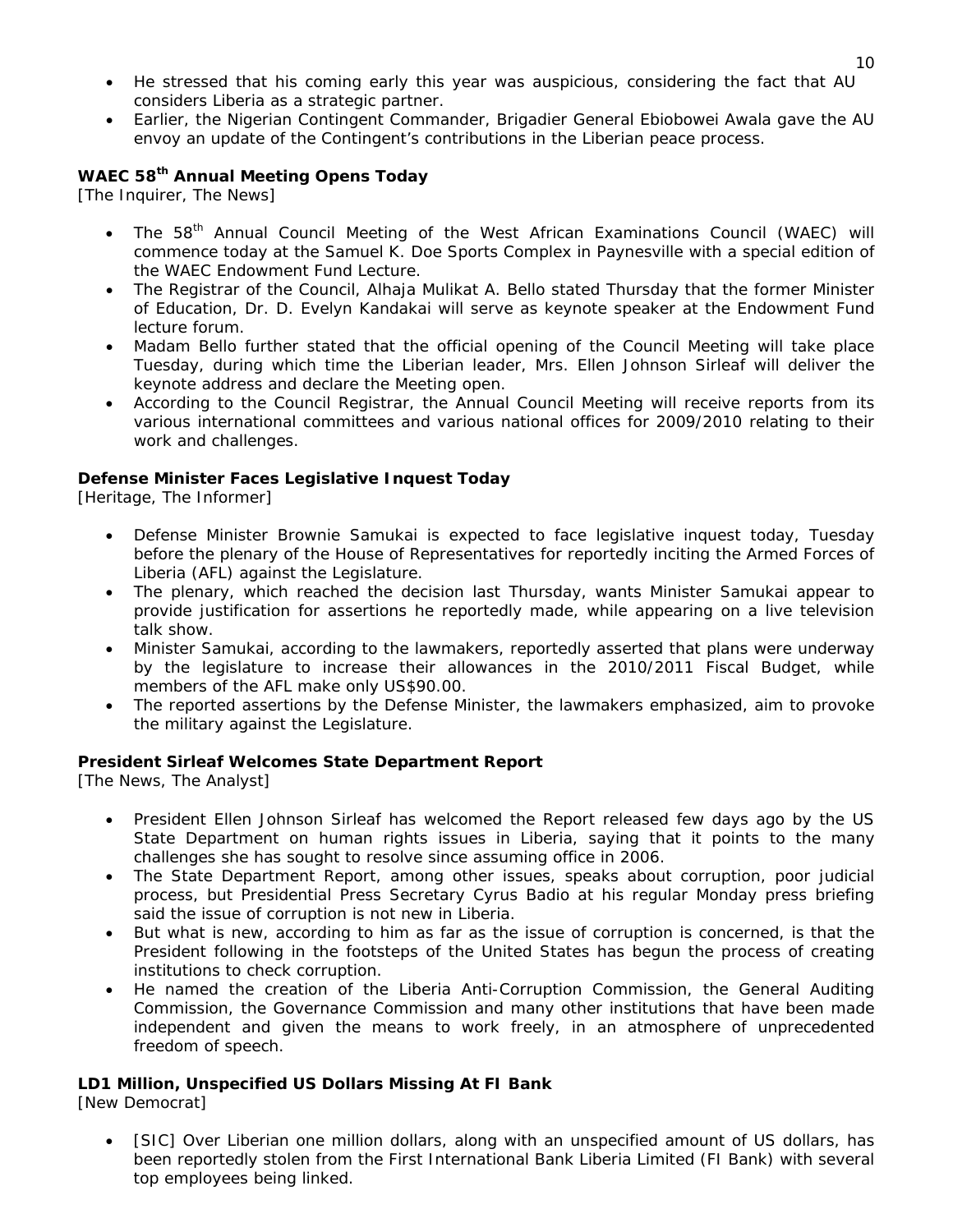- He stressed that his coming early this year was auspicious, considering the fact that AU considers Liberia as a strategic partner.
- Earlier, the Nigerian Contingent Commander, Brigadier General Ebiobowei Awala gave the AU envoy an update of the Contingent's contributions in the Liberian peace process.

**WAEC 58th Annual Meeting Opens Today**
[The Inquirer, The News]

- The 58th Annual Council Meeting of the West African Examinations Council (WAEC) will commence today at the Samuel K. Doe Sports Complex in Paynesville with a special edition of the WAEC Endowment Fund Lecture.
- The Registrar of the Council, Alhaja Mulikat A. Bello stated Thursday that the former Minister of Education, Dr. D. Evelyn Kandakai will serve as keynote speaker at the Endowment Fund lecture forum.
- Madam Bello further stated that the official opening of the Council Meeting will take place Tuesday, during which time the Liberian leader, Mrs. Ellen Johnson Sirleaf will deliver the keynote address and declare the Meeting open.
- According to the Council Registrar, the Annual Council Meeting will receive reports from its various international committees and various national offices for 2009/2010 relating to their work and challenges.

**Defense Minister Faces Legislative Inquest Today**
[Heritage, The Informer]

- Defense Minister Brownie Samukai is expected to face legislative inquest today, Tuesday before the plenary of the House of Representatives for reportedly inciting the Armed Forces of Liberia (AFL) against the Legislature.
- The plenary, which reached the decision last Thursday, wants Minister Samukai appear to provide justification for assertions he reportedly made, while appearing on a live television talk show.
- Minister Samukai, according to the lawmakers, reportedly asserted that plans were underway by the legislature to increase their allowances in the 2010/2011 Fiscal Budget, while members of the AFL make only US$90.00.
- The reported assertions by the Defense Minister, the lawmakers emphasized, aim to provoke the military against the Legislature.

**President Sirleaf Welcomes State Department Report**
[The News, The Analyst]

- President Ellen Johnson Sirleaf has welcomed the Report released few days ago by the US State Department on human rights issues in Liberia, saying that it points to the many challenges she has sought to resolve since assuming office in 2006.
- The State Department Report, among other issues, speaks about corruption, poor judicial process, but Presidential Press Secretary Cyrus Badio at his regular Monday press briefing said the issue of corruption is not new in Liberia.
- But what is new, according to him as far as the issue of corruption is concerned, is that the President following in the footsteps of the United States has begun the process of creating institutions to check corruption.
- He named the creation of the Liberia Anti-Corruption Commission, the General Auditing Commission, the Governance Commission and many other institutions that have been made independent and given the means to work freely, in an atmosphere of unprecedented freedom of speech.

**LD1 Million, Unspecified US Dollars Missing At FI Bank**
[New Democrat]

- [SIC] Over Liberian one million dollars, along with an unspecified amount of US dollars, has been reportedly stolen from the First International Bank Liberia Limited (FI Bank) with several top employees being linked.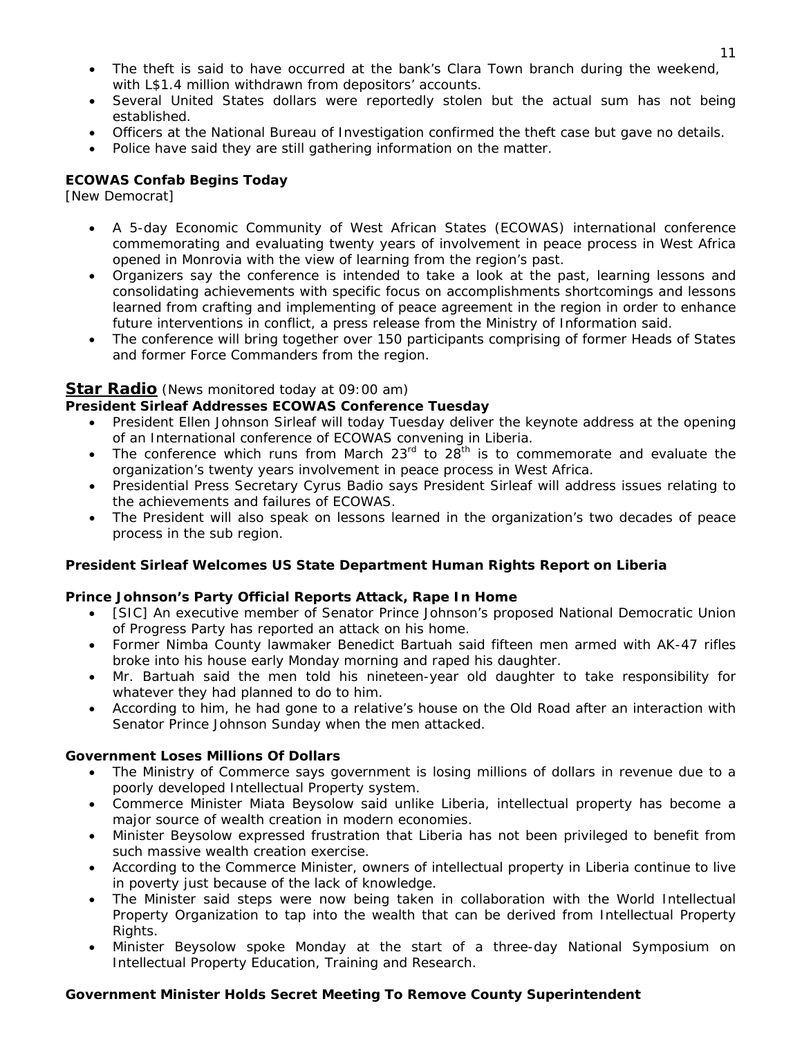- The theft is said to have occurred at the bank's Clara Town branch during the weekend, with L$1.4 million withdrawn from depositors' accounts.
- Several United States dollars were reportedly stolen but the actual sum has not being established.
- Officers at the National Bureau of Investigation confirmed the theft case but gave no details.
- Police have said they are still gathering information on the matter.

**ECOWAS Confab Begins Today**
[New Democrat]

- A 5-day Economic Community of West African States (ECOWAS) international conference commemorating and evaluating twenty years of involvement in peace process in West Africa opened in Monrovia with the view of learning from the region's past.
- Organizers say the conference is intended to take a look at the past, learning lessons and consolidating achievements with specific focus on accomplishments shortcomings and lessons learned from crafting and implementing of peace agreement in the region in order to enhance future interventions in conflict, a press release from the Ministry of Information said.
- The conference will bring together over 150 participants comprising of former Heads of States and former Force Commanders from the region.

## Star Radio (News monitored today at 09:00 am)

**President Sirleaf Addresses ECOWAS Conference Tuesday**

- President Ellen Johnson Sirleaf will today Tuesday deliver the keynote address at the opening of an International conference of ECOWAS convening in Liberia.
- The conference which runs from March 23rd to 28th is to commemorate and evaluate the organization's twenty years involvement in peace process in West Africa.
- Presidential Press Secretary Cyrus Badio says President Sirleaf will address issues relating to the achievements and failures of ECOWAS.
- The President will also speak on lessons learned in the organization's two decades of peace process in the sub region.

**President Sirleaf Welcomes US State Department Human Rights Report on Liberia**

**Prince Johnson's Party Official Reports Attack, Rape In Home**

- [SIC] An executive member of Senator Prince Johnson's proposed National Democratic Union of Progress Party has reported an attack on his home.
- Former Nimba County lawmaker Benedict Bartuah said fifteen men armed with AK-47 rifles broke into his house early Monday morning and raped his daughter.
- Mr. Bartuah said the men told his nineteen-year old daughter to take responsibility for whatever they had planned to do to him.
- According to him, he had gone to a relative's house on the Old Road after an interaction with Senator Prince Johnson Sunday when the men attacked.

**Government Loses Millions Of Dollars**

- The Ministry of Commerce says government is losing millions of dollars in revenue due to a poorly developed Intellectual Property system.
- Commerce Minister Miata Beysolow said unlike Liberia, intellectual property has become a major source of wealth creation in modern economies.
- Minister Beysolow expressed frustration that Liberia has not been privileged to benefit from such massive wealth creation exercise.
- According to the Commerce Minister, owners of intellectual property in Liberia continue to live in poverty just because of the lack of knowledge.
- The Minister said steps were now being taken in collaboration with the World Intellectual Property Organization to tap into the wealth that can be derived from Intellectual Property Rights.
- Minister Beysolow spoke Monday at the start of a three-day National Symposium on Intellectual Property Education, Training and Research.

**Government Minister Holds Secret Meeting To Remove County Superintendent**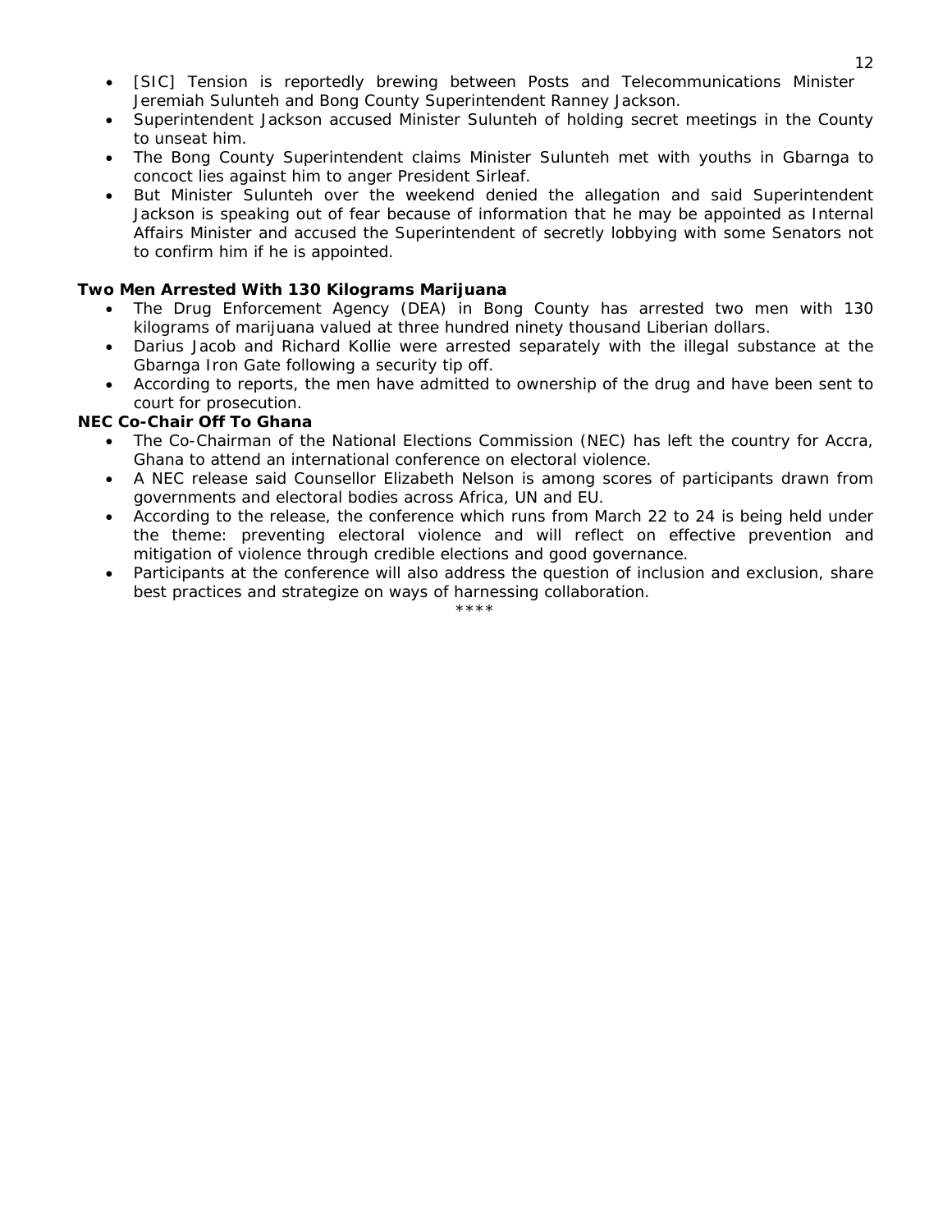- [SIC] Tension is reportedly brewing between Posts and Telecommunications Minister Jeremiah Sulunteh and Bong County Superintendent Ranney Jackson.
- Superintendent Jackson accused Minister Sulunteh of holding secret meetings in the County to unseat him.
- The Bong County Superintendent claims Minister Sulunteh met with youths in Gbarnga to concoct lies against him to anger President Sirleaf.
- But Minister Sulunteh over the weekend denied the allegation and said Superintendent Jackson is speaking out of fear because of information that he may be appointed as Internal Affairs Minister and accused the Superintendent of secretly lobbying with some Senators not to confirm him if he is appointed.

**Two Men Arrested With 130 Kilograms Marijuana**

- The Drug Enforcement Agency (DEA) in Bong County has arrested two men with 130 kilograms of marijuana valued at three hundred ninety thousand Liberian dollars.
- Darius Jacob and Richard Kollie were arrested separately with the illegal substance at the Gbarnga Iron Gate following a security tip off.
- According to reports, the men have admitted to ownership of the drug and have been sent to court for prosecution.

**NEC Co-Chair Off To Ghana**

- The Co-Chairman of the National Elections Commission (NEC) has left the country for Accra, Ghana to attend an international conference on electoral violence.
- A NEC release said Counsellor Elizabeth Nelson is among scores of participants drawn from governments and electoral bodies across Africa, UN and EU.
- According to the release, the conference which runs from March 22 to 24 is being held under the theme: preventing electoral violence and will reflect on effective prevention and mitigation of violence through credible elections and good governance.
- Participants at the conference will also address the question of inclusion and exclusion, share best practices and strategize on ways of harnessing collaboration.

****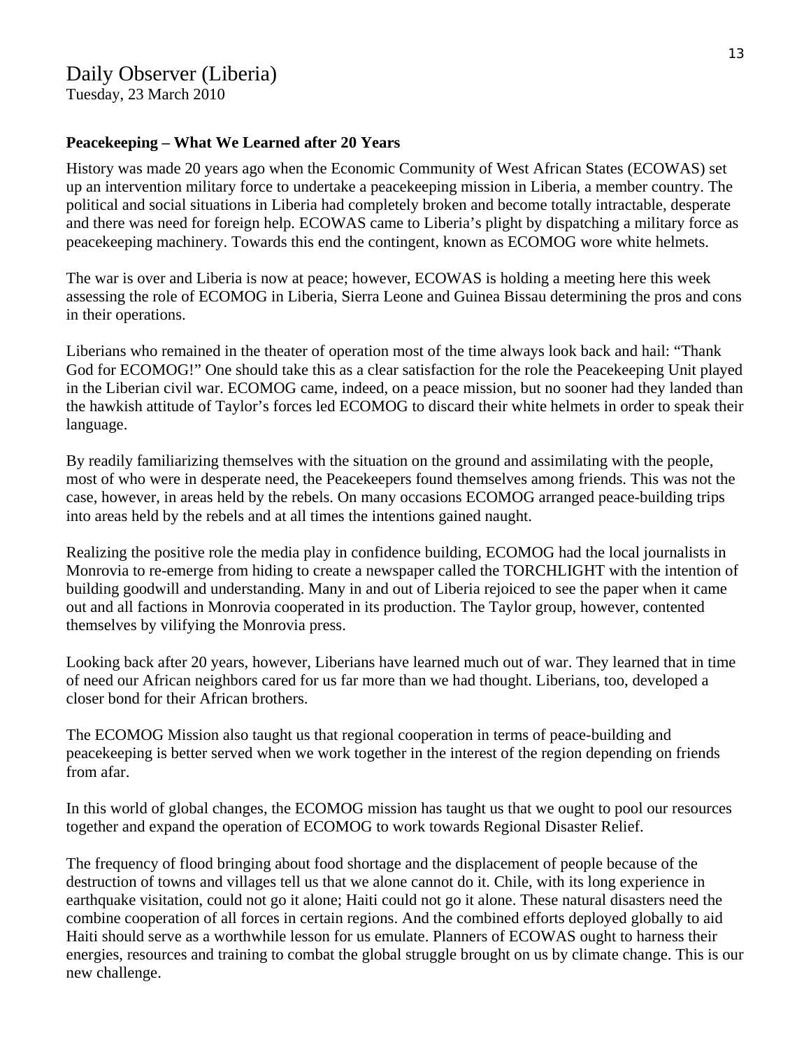## Daily Observer (Liberia)

Tuesday, 23 March 2010

**Peacekeeping – What We Learned after 20 Years**

History was made 20 years ago when the Economic Community of West African States (ECOWAS) set up an intervention military force to undertake a peacekeeping mission in Liberia, a member country. The political and social situations in Liberia had completely broken and become totally intractable, desperate and there was need for foreign help. ECOWAS came to Liberia's plight by dispatching a military force as peacekeeping machinery. Towards this end the contingent, known as ECOMOG wore white helmets.

The war is over and Liberia is now at peace; however, ECOWAS is holding a meeting here this week assessing the role of ECOMOG in Liberia, Sierra Leone and Guinea Bissau determining the pros and cons in their operations.

Liberians who remained in the theater of operation most of the time always look back and hail: "Thank God for ECOMOG!" One should take this as a clear satisfaction for the role the Peacekeeping Unit played in the Liberian civil war. ECOMOG came, indeed, on a peace mission, but no sooner had they landed than the hawkish attitude of Taylor's forces led ECOMOG to discard their white helmets in order to speak their language.

By readily familiarizing themselves with the situation on the ground and assimilating with the people, most of who were in desperate need, the Peacekeepers found themselves among friends. This was not the case, however, in areas held by the rebels. On many occasions ECOMOG arranged peace-building trips into areas held by the rebels and at all times the intentions gained naught.

Realizing the positive role the media play in confidence building, ECOMOG had the local journalists in Monrovia to re-emerge from hiding to create a newspaper called the TORCHLIGHT with the intention of building goodwill and understanding. Many in and out of Liberia rejoiced to see the paper when it came out and all factions in Monrovia cooperated in its production. The Taylor group, however, contented themselves by vilifying the Monrovia press.

Looking back after 20 years, however, Liberians have learned much out of war. They learned that in time of need our African neighbors cared for us far more than we had thought. Liberians, too, developed a closer bond for their African brothers.

The ECOMOG Mission also taught us that regional cooperation in terms of peace-building and peacekeeping is better served when we work together in the interest of the region depending on friends from afar.

In this world of global changes, the ECOMOG mission has taught us that we ought to pool our resources together and expand the operation of ECOMOG to work towards Regional Disaster Relief.

The frequency of flood bringing about food shortage and the displacement of people because of the destruction of towns and villages tell us that we alone cannot do it. Chile, with its long experience in earthquake visitation, could not go it alone; Haiti could not go it alone. These natural disasters need the combine cooperation of all forces in certain regions. And the combined efforts deployed globally to aid Haiti should serve as a worthwhile lesson for us emulate. Planners of ECOWAS ought to harness their energies, resources and training to combat the global struggle brought on us by climate change. This is our new challenge.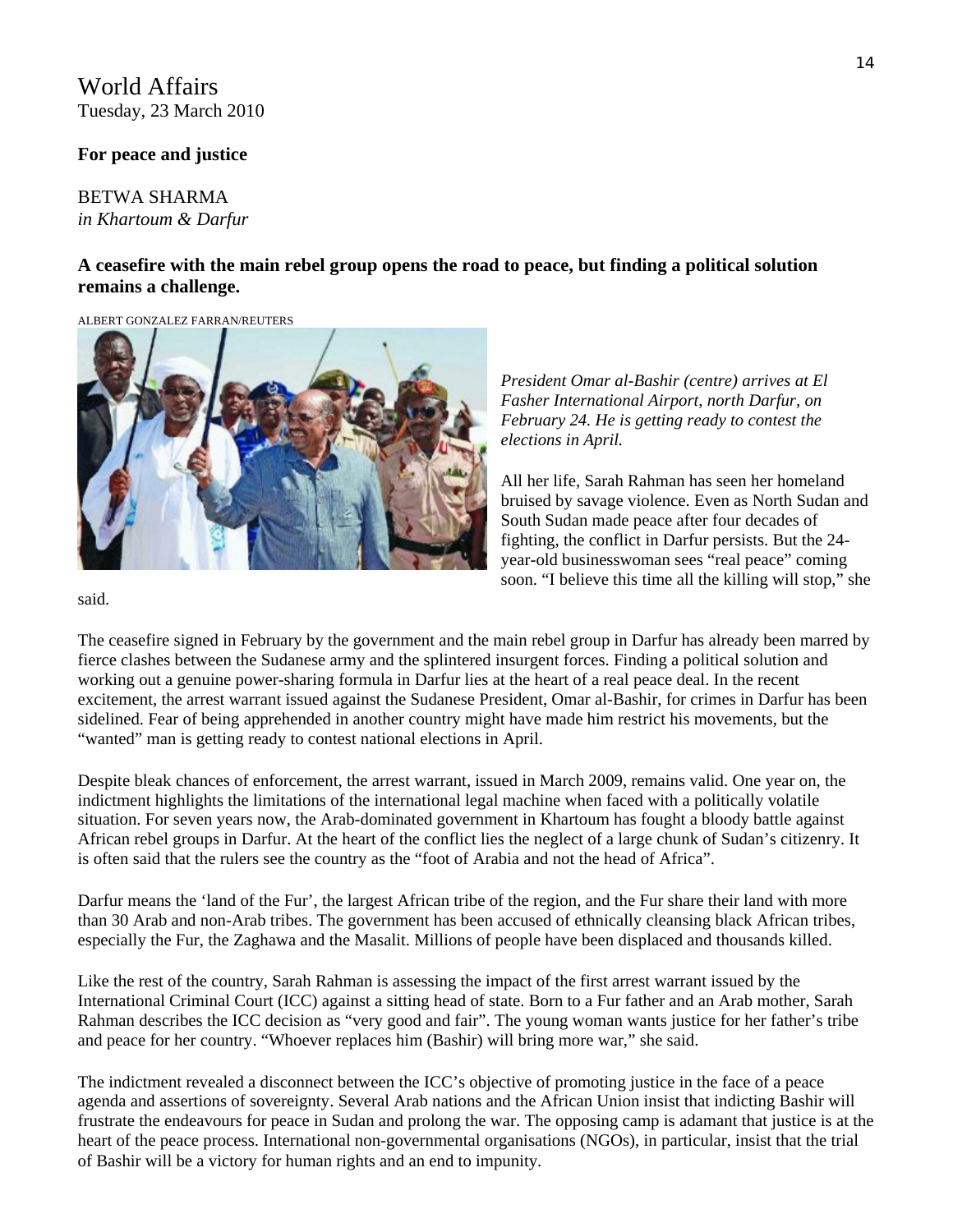# World Affairs

Tuesday, 23 March 2010

**For peace and justice**

BETWA SHARMA
*in Khartoum & Darfur*

**A ceasefire with the main rebel group opens the road to peace, but finding a political solution remains a challenge.**

ALBERT GONZALEZ FARRAN/REUTERS

*President Omar al-Bashir (centre) arrives at El Fasher International Airport, north Darfur, on February 24. He is getting ready to contest the elections in April.*

All her life, Sarah Rahman has seen her homeland bruised by savage violence. Even as North Sudan and South Sudan made peace after four decades of fighting, the conflict in Darfur persists. But the 24-year-old businesswoman sees "real peace" coming soon. "I believe this time all the killing will stop," she said.

The ceasefire signed in February by the government and the main rebel group in Darfur has already been marred by fierce clashes between the Sudanese army and the splintered insurgent forces. Finding a political solution and working out a genuine power-sharing formula in Darfur lies at the heart of a real peace deal. In the recent excitement, the arrest warrant issued against the Sudanese President, Omar al-Bashir, for crimes in Darfur has been sidelined. Fear of being apprehended in another country might have made him restrict his movements, but the "wanted" man is getting ready to contest national elections in April.

Despite bleak chances of enforcement, the arrest warrant, issued in March 2009, remains valid. One year on, the indictment highlights the limitations of the international legal machine when faced with a politically volatile situation. For seven years now, the Arab-dominated government in Khartoum has fought a bloody battle against African rebel groups in Darfur. At the heart of the conflict lies the neglect of a large chunk of Sudan's citizenry. It is often said that the rulers see the country as the "foot of Arabia and not the head of Africa".

Darfur means the 'land of the Fur', the largest African tribe of the region, and the Fur share their land with more than 30 Arab and non-Arab tribes. The government has been accused of ethnically cleansing black African tribes, especially the Fur, the Zaghawa and the Masalit. Millions of people have been displaced and thousands killed.

Like the rest of the country, Sarah Rahman is assessing the impact of the first arrest warrant issued by the International Criminal Court (ICC) against a sitting head of state. Born to a Fur father and an Arab mother, Sarah Rahman describes the ICC decision as "very good and fair". The young woman wants justice for her father's tribe and peace for her country. "Whoever replaces him (Bashir) will bring more war," she said.

The indictment revealed a disconnect between the ICC's objective of promoting justice in the face of a peace agenda and assertions of sovereignty. Several Arab nations and the African Union insist that indicting Bashir will frustrate the endeavours for peace in Sudan and prolong the war. The opposing camp is adamant that justice is at the heart of the peace process. International non-governmental organisations (NGOs), in particular, insist that the trial of Bashir will be a victory for human rights and an end to impunity.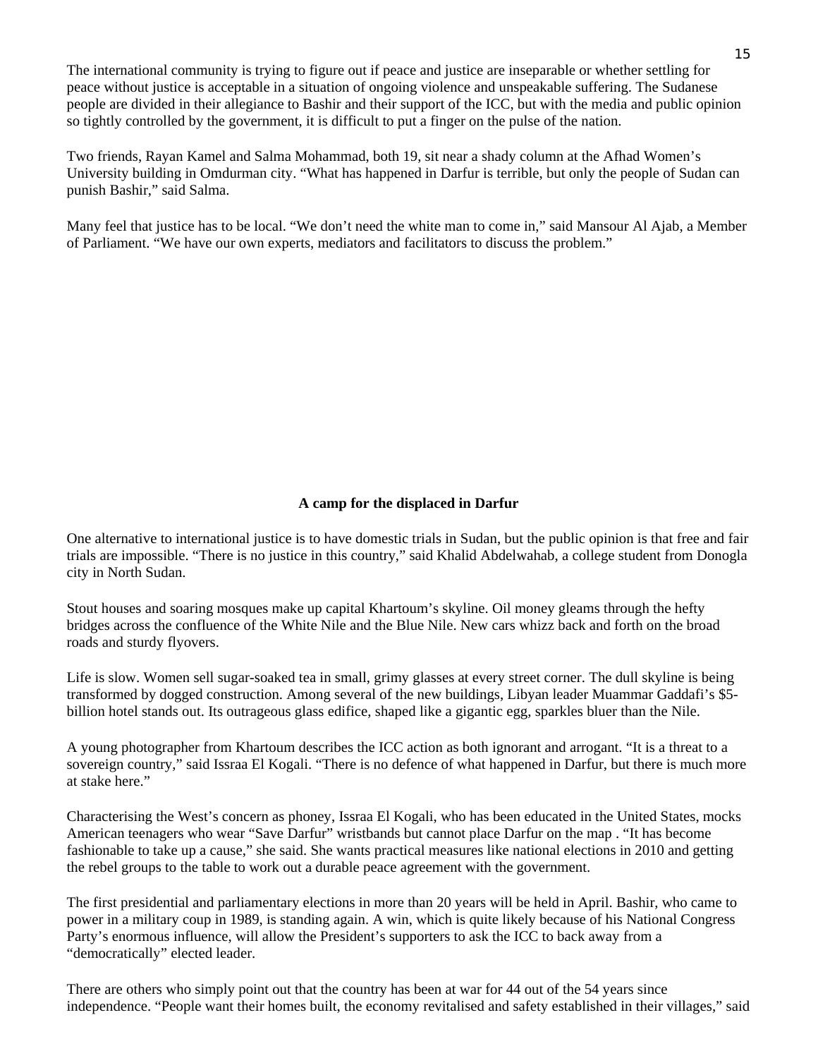The international community is trying to figure out if peace and justice are inseparable or whether settling for peace without justice is acceptable in a situation of ongoing violence and unspeakable suffering. The Sudanese people are divided in their allegiance to Bashir and their support of the ICC, but with the media and public opinion so tightly controlled by the government, it is difficult to put a finger on the pulse of the nation.

Two friends, Rayan Kamel and Salma Mohammad, both 19, sit near a shady column at the Afhad Women's University building in Omdurman city. "What has happened in Darfur is terrible, but only the people of Sudan can punish Bashir," said Salma.

Many feel that justice has to be local. "We don't need the white man to come in," said Mansour Al Ajab, a Member of Parliament. "We have our own experts, mediators and facilitators to discuss the problem."

**A camp for the displaced in Darfur**

One alternative to international justice is to have domestic trials in Sudan, but the public opinion is that free and fair trials are impossible. "There is no justice in this country," said Khalid Abdelwahab, a college student from Donogla city in North Sudan.

Stout houses and soaring mosques make up capital Khartoum's skyline. Oil money gleams through the hefty bridges across the confluence of the White Nile and the Blue Nile. New cars whizz back and forth on the broad roads and sturdy flyovers.

Life is slow. Women sell sugar-soaked tea in small, grimy glasses at every street corner. The dull skyline is being transformed by dogged construction. Among several of the new buildings, Libyan leader Muammar Gaddafi's $5-billion hotel stands out. Its outrageous glass edifice, shaped like a gigantic egg, sparkles bluer than the Nile.

A young photographer from Khartoum describes the ICC action as both ignorant and arrogant. "It is a threat to a sovereign country," said Issraa El Kogali. "There is no defence of what happened in Darfur, but there is much more at stake here."

Characterising the West's concern as phoney, Issraa El Kogali, who has been educated in the United States, mocks American teenagers who wear "Save Darfur" wristbands but cannot place Darfur on the map . "It has become fashionable to take up a cause," she said. She wants practical measures like national elections in 2010 and getting the rebel groups to the table to work out a durable peace agreement with the government.

The first presidential and parliamentary elections in more than 20 years will be held in April. Bashir, who came to power in a military coup in 1989, is standing again. A win, which is quite likely because of his National Congress Party's enormous influence, will allow the President's supporters to ask the ICC to back away from a "democratically" elected leader.

There are others who simply point out that the country has been at war for 44 out of the 54 years since independence. "People want their homes built, the economy revitalised and safety established in their villages," said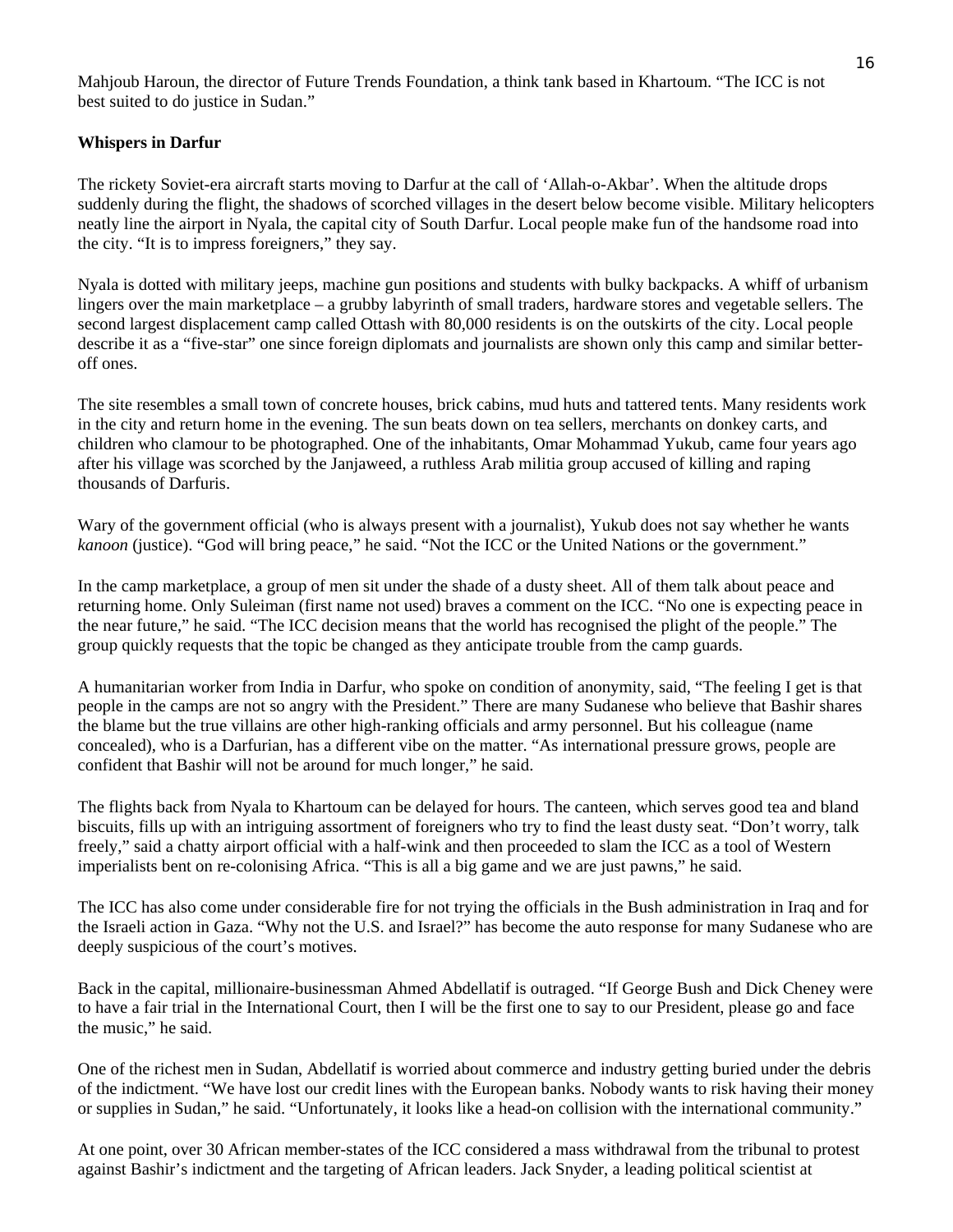Mahjoub Haroun, the director of Future Trends Foundation, a think tank based in Khartoum. "The ICC is not best suited to do justice in Sudan."

**Whispers in Darfur**

The rickety Soviet-era aircraft starts moving to Darfur at the call of 'Allah-o-Akbar'. When the altitude drops suddenly during the flight, the shadows of scorched villages in the desert below become visible. Military helicopters neatly line the airport in Nyala, the capital city of South Darfur. Local people make fun of the handsome road into the city. "It is to impress foreigners," they say.

Nyala is dotted with military jeeps, machine gun positions and students with bulky backpacks. A whiff of urbanism lingers over the main marketplace – a grubby labyrinth of small traders, hardware stores and vegetable sellers. The second largest displacement camp called Ottash with 80,000 residents is on the outskirts of the city. Local people describe it as a "five-star" one since foreign diplomats and journalists are shown only this camp and similar better-off ones.

The site resembles a small town of concrete houses, brick cabins, mud huts and tattered tents. Many residents work in the city and return home in the evening. The sun beats down on tea sellers, merchants on donkey carts, and children who clamour to be photographed. One of the inhabitants, Omar Mohammad Yukub, came four years ago after his village was scorched by the Janjaweed, a ruthless Arab militia group accused of killing and raping thousands of Darfuris.

Wary of the government official (who is always present with a journalist), Yukub does not say whether he wants *kanoon* (justice). "God will bring peace," he said. "Not the ICC or the United Nations or the government."

In the camp marketplace, a group of men sit under the shade of a dusty sheet. All of them talk about peace and returning home. Only Suleiman (first name not used) braves a comment on the ICC. "No one is expecting peace in the near future," he said. "The ICC decision means that the world has recognised the plight of the people." The group quickly requests that the topic be changed as they anticipate trouble from the camp guards.

A humanitarian worker from India in Darfur, who spoke on condition of anonymity, said, "The feeling I get is that people in the camps are not so angry with the President." There are many Sudanese who believe that Bashir shares the blame but the true villains are other high-ranking officials and army personnel. But his colleague (name concealed), who is a Darfurian, has a different vibe on the matter. "As international pressure grows, people are confident that Bashir will not be around for much longer," he said.

The flights back from Nyala to Khartoum can be delayed for hours. The canteen, which serves good tea and bland biscuits, fills up with an intriguing assortment of foreigners who try to find the least dusty seat. "Don't worry, talk freely," said a chatty airport official with a half-wink and then proceeded to slam the ICC as a tool of Western imperialists bent on re-colonising Africa. "This is all a big game and we are just pawns," he said.

The ICC has also come under considerable fire for not trying the officials in the Bush administration in Iraq and for the Israeli action in Gaza. "Why not the U.S. and Israel?" has become the auto response for many Sudanese who are deeply suspicious of the court's motives.

Back in the capital, millionaire-businessman Ahmed Abdellatif is outraged. "If George Bush and Dick Cheney were to have a fair trial in the International Court, then I will be the first one to say to our President, please go and face the music," he said.

One of the richest men in Sudan, Abdellatif is worried about commerce and industry getting buried under the debris of the indictment. "We have lost our credit lines with the European banks. Nobody wants to risk having their money or supplies in Sudan," he said. "Unfortunately, it looks like a head-on collision with the international community."

At one point, over 30 African member-states of the ICC considered a mass withdrawal from the tribunal to protest against Bashir's indictment and the targeting of African leaders. Jack Snyder, a leading political scientist at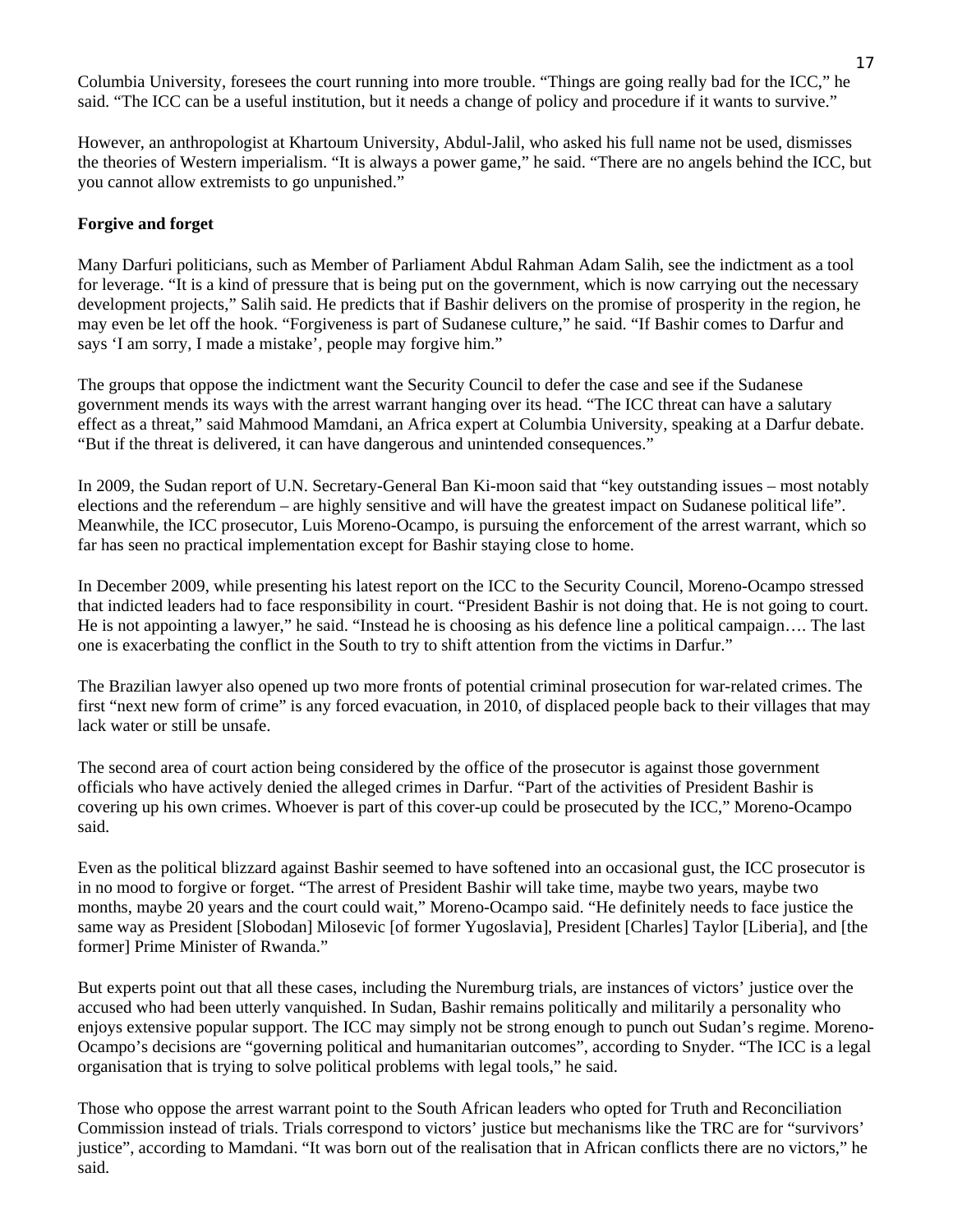Columbia University, foresees the court running into more trouble. "Things are going really bad for the ICC," he said. "The ICC can be a useful institution, but it needs a change of policy and procedure if it wants to survive."

However, an anthropologist at Khartoum University, Abdul-Jalil, who asked his full name not be used, dismisses the theories of Western imperialism. "It is always a power game," he said. "There are no angels behind the ICC, but you cannot allow extremists to go unpunished."

**Forgive and forget**

Many Darfuri politicians, such as Member of Parliament Abdul Rahman Adam Salih, see the indictment as a tool for leverage. "It is a kind of pressure that is being put on the government, which is now carrying out the necessary development projects," Salih said. He predicts that if Bashir delivers on the promise of prosperity in the region, he may even be let off the hook. "Forgiveness is part of Sudanese culture," he said. "If Bashir comes to Darfur and says 'I am sorry, I made a mistake', people may forgive him."

The groups that oppose the indictment want the Security Council to defer the case and see if the Sudanese government mends its ways with the arrest warrant hanging over its head. "The ICC threat can have a salutary effect as a threat," said Mahmood Mamdani, an Africa expert at Columbia University, speaking at a Darfur debate. "But if the threat is delivered, it can have dangerous and unintended consequences."

In 2009, the Sudan report of U.N. Secretary-General Ban Ki-moon said that "key outstanding issues – most notably elections and the referendum – are highly sensitive and will have the greatest impact on Sudanese political life". Meanwhile, the ICC prosecutor, Luis Moreno-Ocampo, is pursuing the enforcement of the arrest warrant, which so far has seen no practical implementation except for Bashir staying close to home.

In December 2009, while presenting his latest report on the ICC to the Security Council, Moreno-Ocampo stressed that indicted leaders had to face responsibility in court. "President Bashir is not doing that. He is not going to court. He is not appointing a lawyer," he said. "Instead he is choosing as his defence line a political campaign…. The last one is exacerbating the conflict in the South to try to shift attention from the victims in Darfur."

The Brazilian lawyer also opened up two more fronts of potential criminal prosecution for war-related crimes. The first "next new form of crime" is any forced evacuation, in 2010, of displaced people back to their villages that may lack water or still be unsafe.

The second area of court action being considered by the office of the prosecutor is against those government officials who have actively denied the alleged crimes in Darfur. "Part of the activities of President Bashir is covering up his own crimes. Whoever is part of this cover-up could be prosecuted by the ICC," Moreno-Ocampo said.

Even as the political blizzard against Bashir seemed to have softened into an occasional gust, the ICC prosecutor is in no mood to forgive or forget. "The arrest of President Bashir will take time, maybe two years, maybe two months, maybe 20 years and the court could wait," Moreno-Ocampo said. "He definitely needs to face justice the same way as President [Slobodan] Milosevic [of former Yugoslavia], President [Charles] Taylor [Liberia], and [the former] Prime Minister of Rwanda."

But experts point out that all these cases, including the Nuremburg trials, are instances of victors' justice over the accused who had been utterly vanquished. In Sudan, Bashir remains politically and militarily a personality who enjoys extensive popular support. The ICC may simply not be strong enough to punch out Sudan's regime. Moreno-Ocampo's decisions are "governing political and humanitarian outcomes", according to Snyder. "The ICC is a legal organisation that is trying to solve political problems with legal tools," he said.

Those who oppose the arrest warrant point to the South African leaders who opted for Truth and Reconciliation Commission instead of trials. Trials correspond to victors' justice but mechanisms like the TRC are for "survivors' justice", according to Mamdani. "It was born out of the realisation that in African conflicts there are no victors," he said.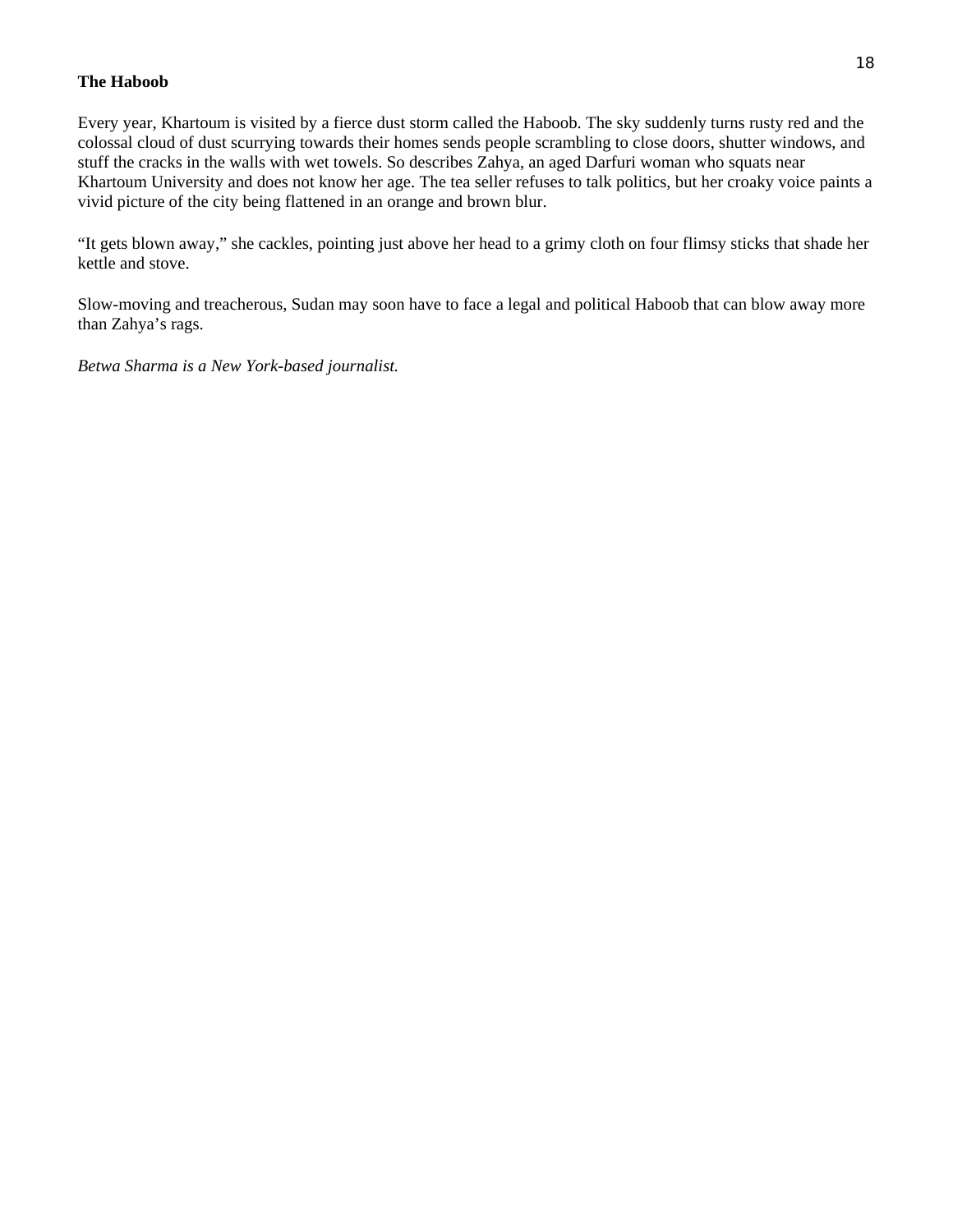**The Haboob**

Every year, Khartoum is visited by a fierce dust storm called the Haboob. The sky suddenly turns rusty red and the colossal cloud of dust scurrying towards their homes sends people scrambling to close doors, shutter windows, and stuff the cracks in the walls with wet towels. So describes Zahya, an aged Darfuri woman who squats near Khartoum University and does not know her age. The tea seller refuses to talk politics, but her croaky voice paints a vivid picture of the city being flattened in an orange and brown blur.

"It gets blown away," she cackles, pointing just above her head to a grimy cloth on four flimsy sticks that shade her kettle and stove.

Slow-moving and treacherous, Sudan may soon have to face a legal and political Haboob that can blow away more than Zahya's rags.

*Betwa Sharma is a New York-based journalist.*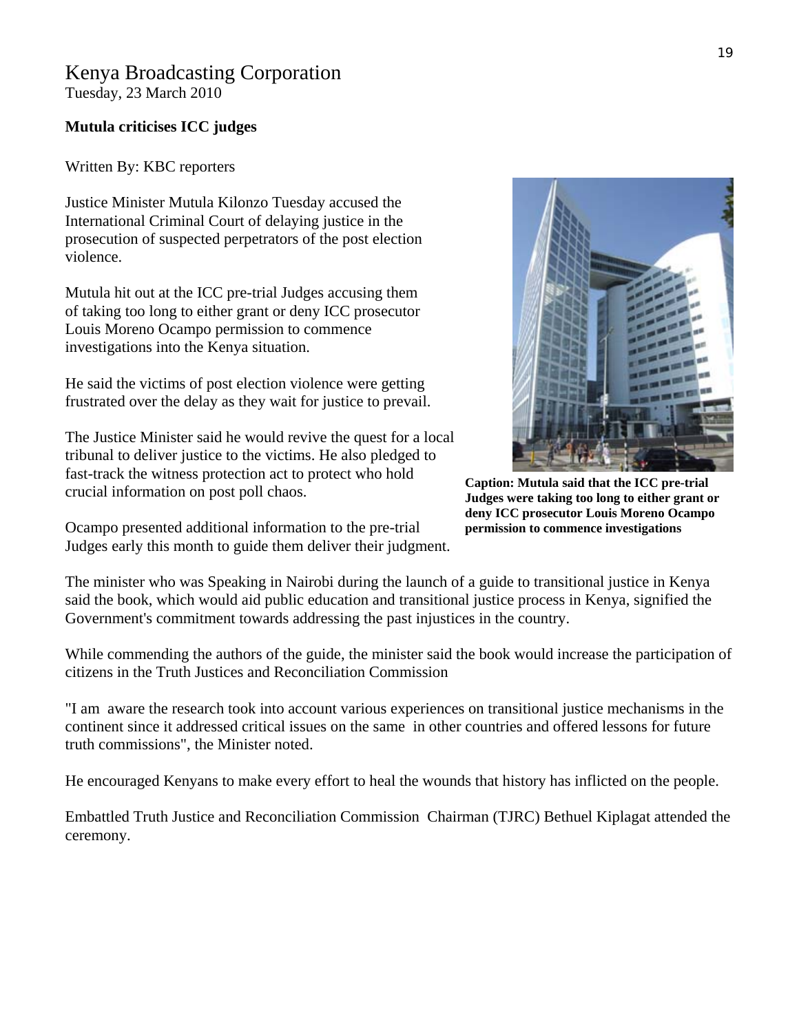# Kenya Broadcasting Corporation

Tuesday, 23 March 2010

**Mutula criticises ICC judges**

Written By: KBC reporters

Justice Minister Mutula Kilonzo Tuesday accused the International Criminal Court of delaying justice in the prosecution of suspected perpetrators of the post election violence.

Mutula hit out at the ICC pre-trial Judges accusing them of taking too long to either grant or deny ICC prosecutor Louis Moreno Ocampo permission to commence investigations into the Kenya situation.

He said the victims of post election violence were getting frustrated over the delay as they wait for justice to prevail.

The Justice Minister said he would revive the quest for a local tribunal to deliver justice to the victims. He also pledged to fast-track the witness protection act to protect who hold crucial information on post poll chaos.

**Caption: Mutula said that the ICC pre-trial Judges were taking too long to either grant or deny ICC prosecutor Louis Moreno Ocampo permission to commence investigations**

Ocampo presented additional information to the pre-trial Judges early this month to guide them deliver their judgment.

The minister who was Speaking in Nairobi during the launch of a guide to transitional justice in Kenya said the book, which would aid public education and transitional justice process in Kenya, signified the Government's commitment towards addressing the past injustices in the country.

While commending the authors of the guide, the minister said the book would increase the participation of citizens in the Truth Justices and Reconciliation Commission

"I am aware the research took into account various experiences on transitional justice mechanisms in the continent since it addressed critical issues on the same in other countries and offered lessons for future truth commissions", the Minister noted.

He encouraged Kenyans to make every effort to heal the wounds that history has inflicted on the people.

Embattled Truth Justice and Reconciliation Commission Chairman (TJRC) Bethuel Kiplagat attended the ceremony.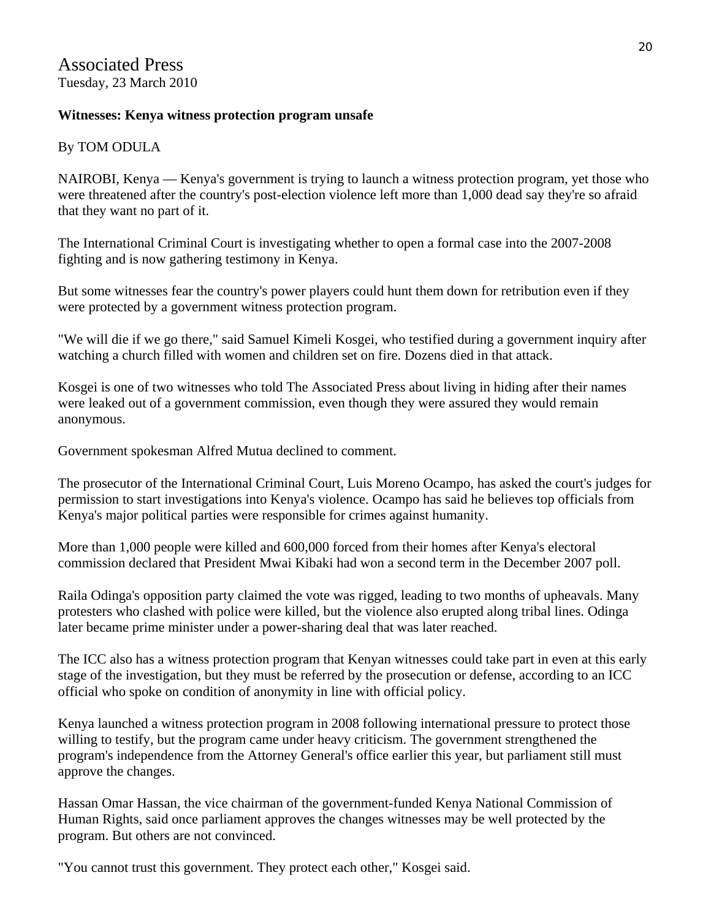Associated Press
Tuesday, 23 March 2010

**Witnesses: Kenya witness protection program unsafe**

By TOM ODULA

NAIROBI, Kenya — Kenya's government is trying to launch a witness protection program, yet those who were threatened after the country's post-election violence left more than 1,000 dead say they're so afraid that they want no part of it.

The International Criminal Court is investigating whether to open a formal case into the 2007-2008 fighting and is now gathering testimony in Kenya.

But some witnesses fear the country's power players could hunt them down for retribution even if they were protected by a government witness protection program.

"We will die if we go there," said Samuel Kimeli Kosgei, who testified during a government inquiry after watching a church filled with women and children set on fire. Dozens died in that attack.

Kosgei is one of two witnesses who told The Associated Press about living in hiding after their names were leaked out of a government commission, even though they were assured they would remain anonymous.

Government spokesman Alfred Mutua declined to comment.

The prosecutor of the International Criminal Court, Luis Moreno Ocampo, has asked the court's judges for permission to start investigations into Kenya's violence. Ocampo has said he believes top officials from Kenya's major political parties were responsible for crimes against humanity.

More than 1,000 people were killed and 600,000 forced from their homes after Kenya's electoral commission declared that President Mwai Kibaki had won a second term in the December 2007 poll.

Raila Odinga's opposition party claimed the vote was rigged, leading to two months of upheavals. Many protesters who clashed with police were killed, but the violence also erupted along tribal lines. Odinga later became prime minister under a power-sharing deal that was later reached.

The ICC also has a witness protection program that Kenyan witnesses could take part in even at this early stage of the investigation, but they must be referred by the prosecution or defense, according to an ICC official who spoke on condition of anonymity in line with official policy.

Kenya launched a witness protection program in 2008 following international pressure to protect those willing to testify, but the program came under heavy criticism. The government strengthened the program's independence from the Attorney General's office earlier this year, but parliament still must approve the changes.

Hassan Omar Hassan, the vice chairman of the government-funded Kenya National Commission of Human Rights, said once parliament approves the changes witnesses may be well protected by the program. But others are not convinced.

"You cannot trust this government. They protect each other," Kosgei said.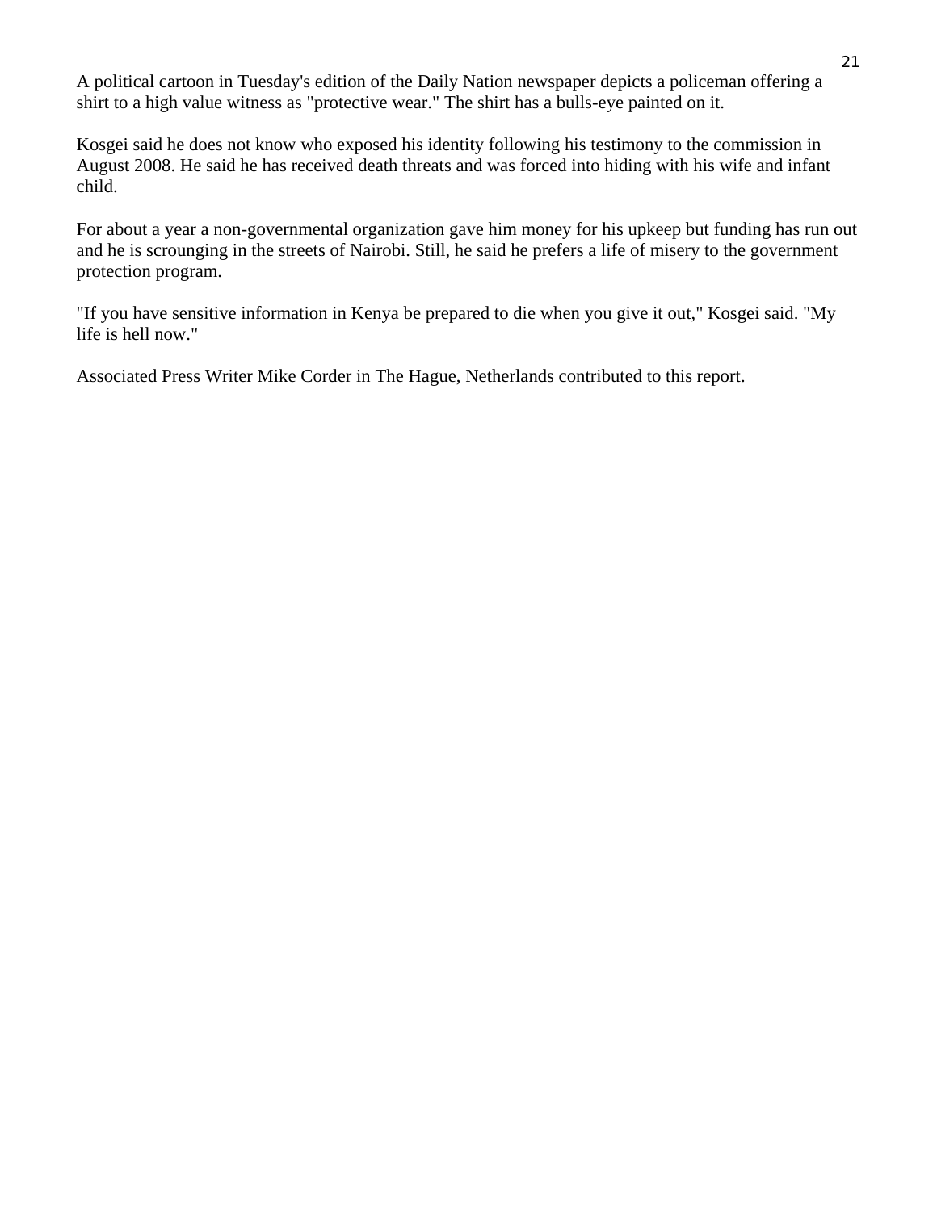A political cartoon in Tuesday's edition of the Daily Nation newspaper depicts a policeman offering a shirt to a high value witness as "protective wear." The shirt has a bulls-eye painted on it.

Kosgei said he does not know who exposed his identity following his testimony to the commission in August 2008. He said he has received death threats and was forced into hiding with his wife and infant child.

For about a year a non-governmental organization gave him money for his upkeep but funding has run out and he is scrounging in the streets of Nairobi. Still, he said he prefers a life of misery to the government protection program.

"If you have sensitive information in Kenya be prepared to die when you give it out," Kosgei said. "My life is hell now."

Associated Press Writer Mike Corder in The Hague, Netherlands contributed to this report.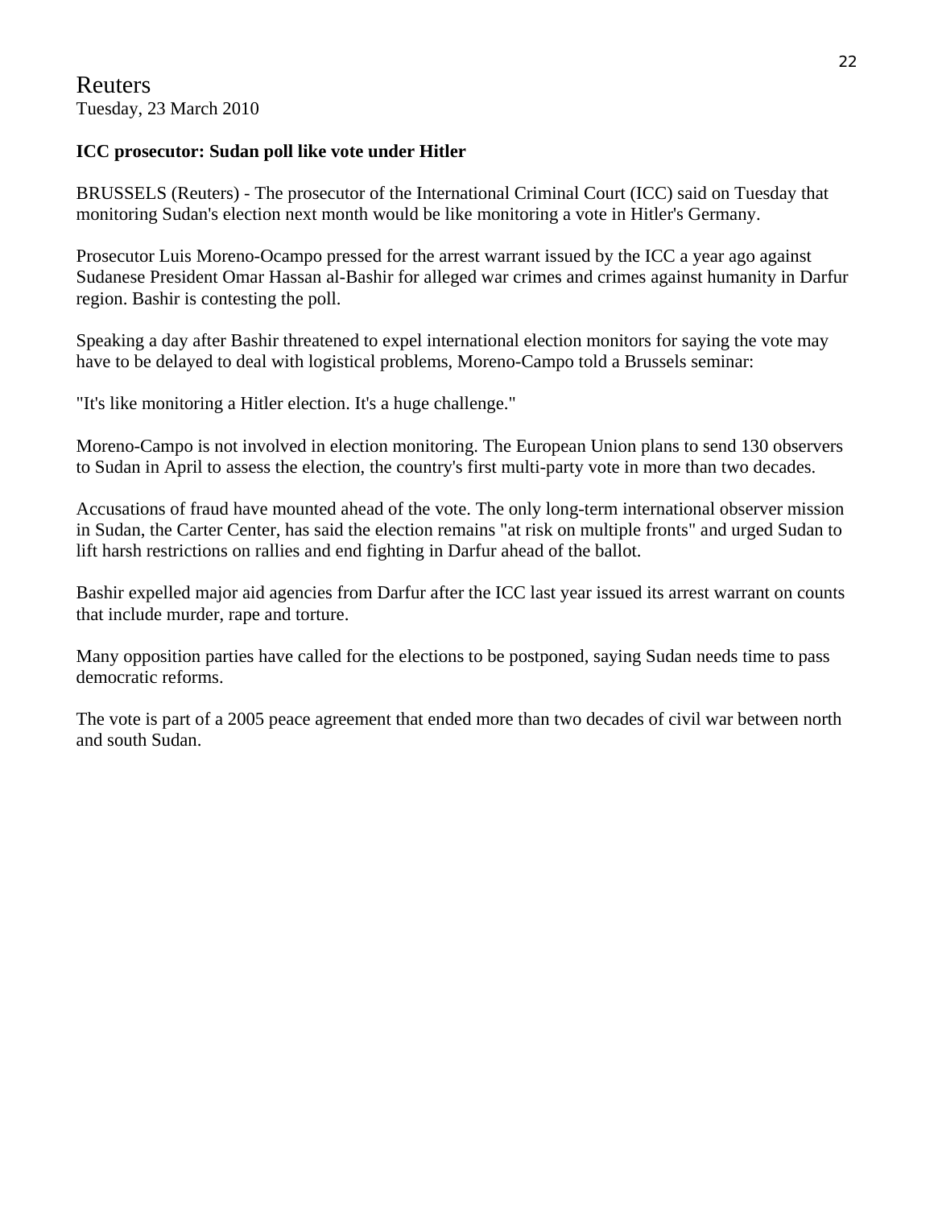Reuters
Tuesday, 23 March 2010

**ICC prosecutor: Sudan poll like vote under Hitler**

BRUSSELS (Reuters) - The prosecutor of the International Criminal Court (ICC) said on Tuesday that monitoring Sudan's election next month would be like monitoring a vote in Hitler's Germany.

Prosecutor Luis Moreno-Ocampo pressed for the arrest warrant issued by the ICC a year ago against Sudanese President Omar Hassan al-Bashir for alleged war crimes and crimes against humanity in Darfur region. Bashir is contesting the poll.

Speaking a day after Bashir threatened to expel international election monitors for saying the vote may have to be delayed to deal with logistical problems, Moreno-Campo told a Brussels seminar:

"It's like monitoring a Hitler election. It's a huge challenge."

Moreno-Campo is not involved in election monitoring. The European Union plans to send 130 observers to Sudan in April to assess the election, the country's first multi-party vote in more than two decades.

Accusations of fraud have mounted ahead of the vote. The only long-term international observer mission in Sudan, the Carter Center, has said the election remains "at risk on multiple fronts" and urged Sudan to lift harsh restrictions on rallies and end fighting in Darfur ahead of the ballot.

Bashir expelled major aid agencies from Darfur after the ICC last year issued its arrest warrant on counts that include murder, rape and torture.

Many opposition parties have called for the elections to be postponed, saying Sudan needs time to pass democratic reforms.

The vote is part of a 2005 peace agreement that ended more than two decades of civil war between north and south Sudan.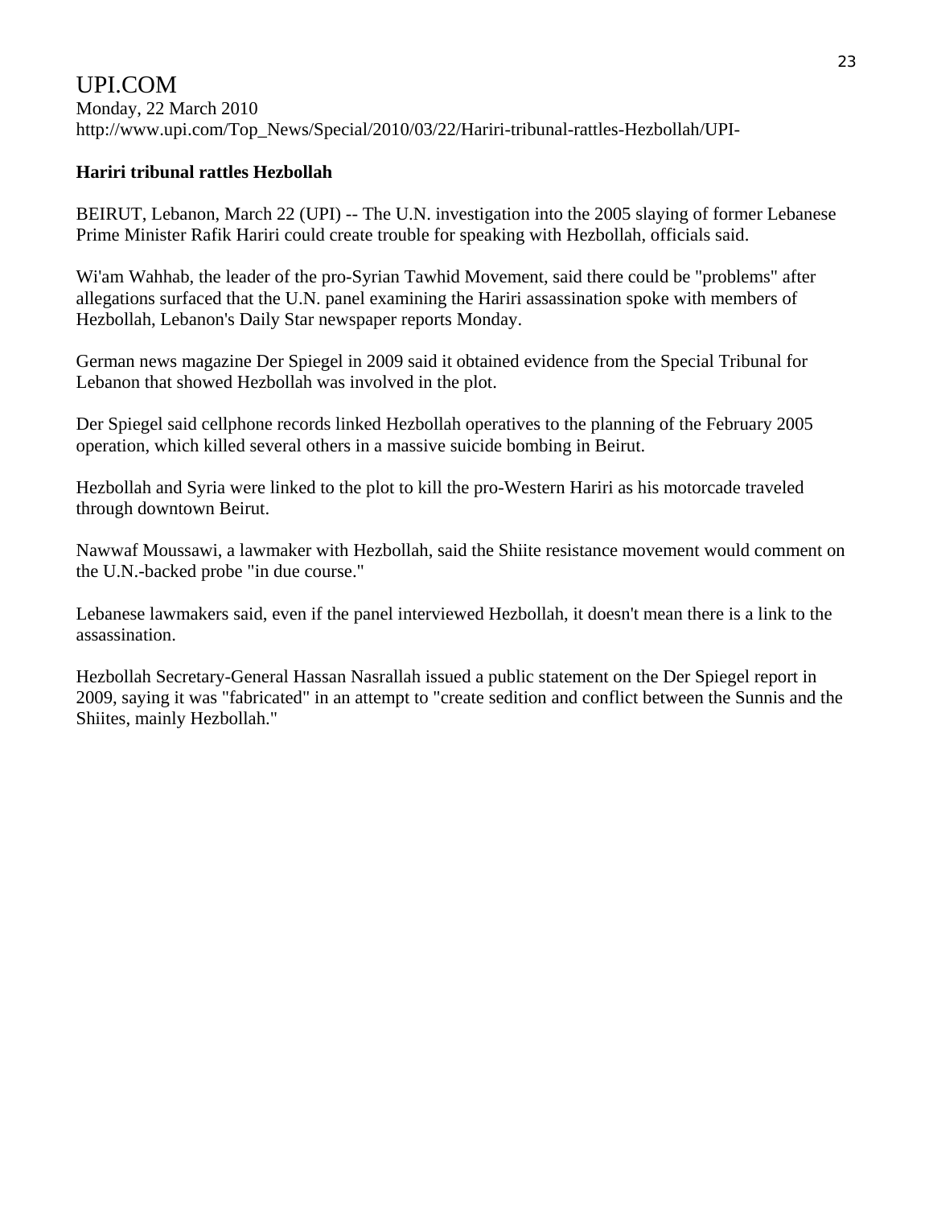UPI.COM

Monday, 22 March 2010

http://www.upi.com/Top_News/Special/2010/03/22/Hariri-tribunal-rattles-Hezbollah/UPI-

**Hariri tribunal rattles Hezbollah**

BEIRUT, Lebanon, March 22 (UPI) -- The U.N. investigation into the 2005 slaying of former Lebanese Prime Minister Rafik Hariri could create trouble for speaking with Hezbollah, officials said.

Wi'am Wahhab, the leader of the pro-Syrian Tawhid Movement, said there could be "problems" after allegations surfaced that the U.N. panel examining the Hariri assassination spoke with members of Hezbollah, Lebanon's Daily Star newspaper reports Monday.

German news magazine Der Spiegel in 2009 said it obtained evidence from the Special Tribunal for Lebanon that showed Hezbollah was involved in the plot.

Der Spiegel said cellphone records linked Hezbollah operatives to the planning of the February 2005 operation, which killed several others in a massive suicide bombing in Beirut.

Hezbollah and Syria were linked to the plot to kill the pro-Western Hariri as his motorcade traveled through downtown Beirut.

Nawwaf Moussawi, a lawmaker with Hezbollah, said the Shiite resistance movement would comment on the U.N.-backed probe "in due course."

Lebanese lawmakers said, even if the panel interviewed Hezbollah, it doesn't mean there is a link to the assassination.

Hezbollah Secretary-General Hassan Nasrallah issued a public statement on the Der Spiegel report in 2009, saying it was "fabricated" in an attempt to "create sedition and conflict between the Sunnis and the Shiites, mainly Hezbollah."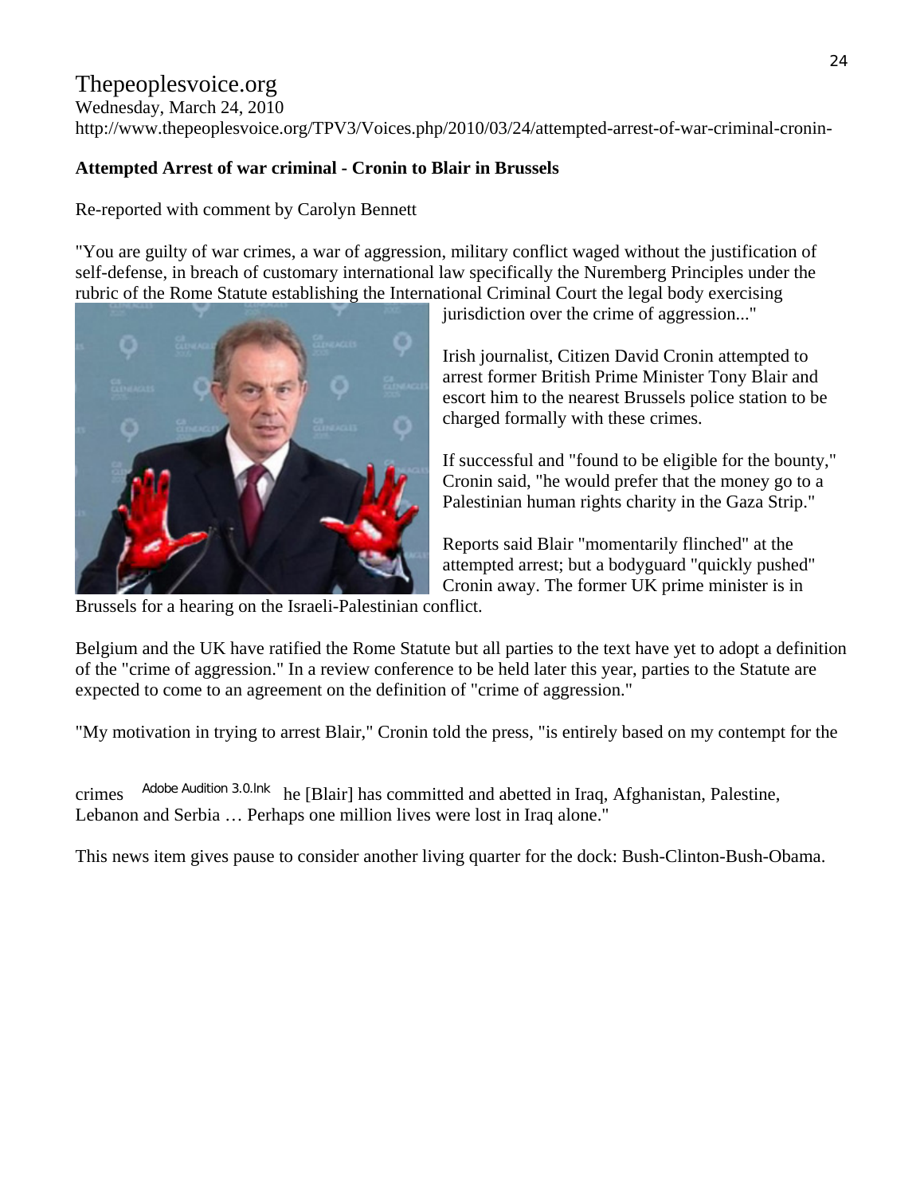Thepeoplesvoice.org
Wednesday, March 24, 2010
http://www.thepeoplesvoice.org/TPV3/Voices.php/2010/03/24/attempted-arrest-of-war-criminal-cronin-

**Attempted Arrest of war criminal - Cronin to Blair in Brussels**

Re-reported with comment by Carolyn Bennett

"You are guilty of war crimes, a war of aggression, military conflict waged without the justification of self-defense, in breach of customary international law specifically the Nuremberg Principles under the rubric of the Rome Statute establishing the International Criminal Court the legal body exercising jurisdiction over the crime of aggression..."

Irish journalist, Citizen David Cronin attempted to arrest former British Prime Minister Tony Blair and escort him to the nearest Brussels police station to be charged formally with these crimes.

If successful and "found to be eligible for the bounty," Cronin said, "he would prefer that the money go to a Palestinian human rights charity in the Gaza Strip."

Reports said Blair "momentarily flinched" at the attempted arrest; but a bodyguard "quickly pushed" Cronin away. The former UK prime minister is in Brussels for a hearing on the Israeli-Palestinian conflict.

Belgium and the UK have ratified the Rome Statute but all parties to the text have yet to adopt a definition of the "crime of aggression." In a review conference to be held later this year, parties to the Statute are expected to come to an agreement on the definition of "crime of aggression."

"My motivation in trying to arrest Blair," Cronin told the press, "is entirely based on my contempt for the crimes Adobe Audition 3.0.lnk he [Blair] has committed and abetted in Iraq, Afghanistan, Palestine, Lebanon and Serbia … Perhaps one million lives were lost in Iraq alone."

This news item gives pause to consider another living quarter for the dock: Bush-Clinton-Bush-Obama.